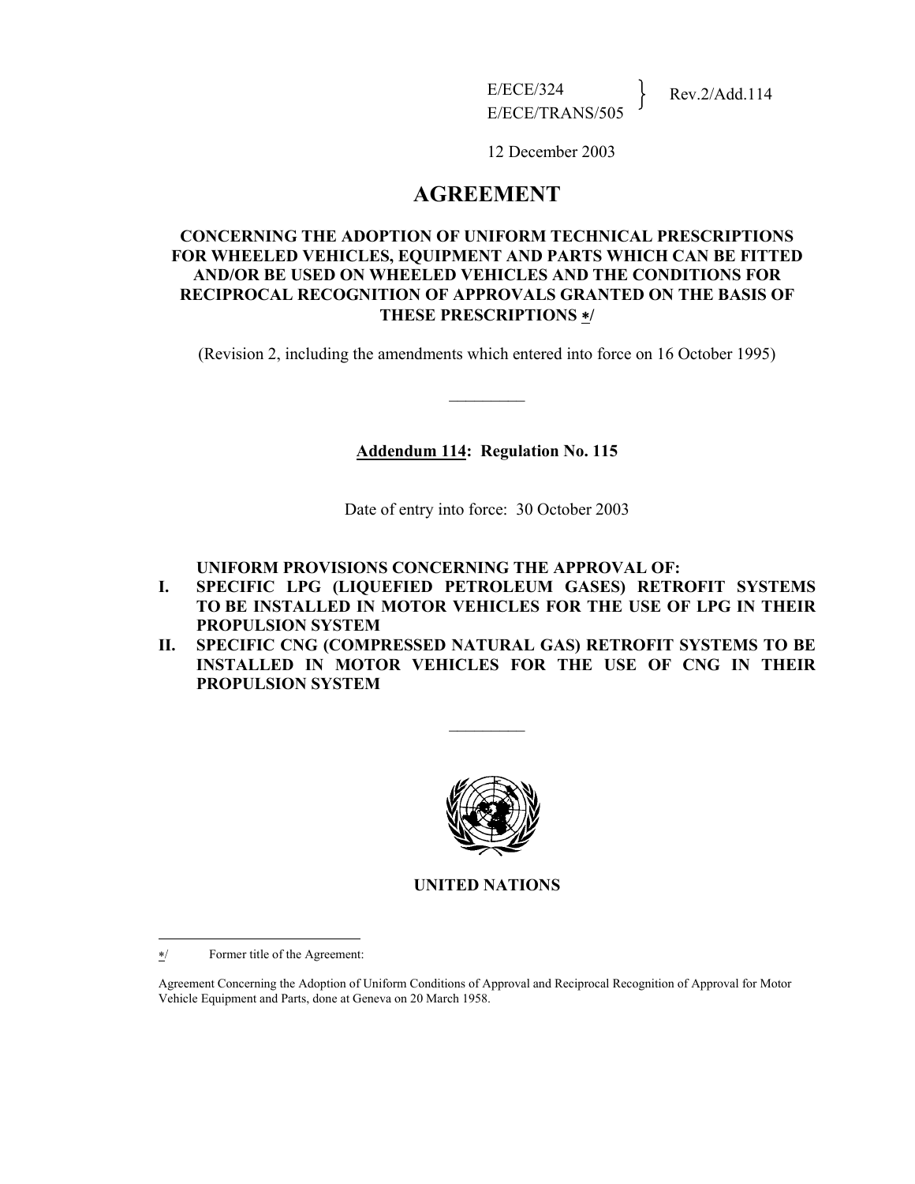E/ECE/324
E/ECE/TRANS/505 } Rev.2/Add.114

12 December 2003

# AGREEMENT

**CONCERNING THE ADOPTION OF UNIFORM TECHNICAL PRESCRIPTIONS FOR WHEELED VEHICLES, EQUIPMENT AND PARTS WHICH CAN BE FITTED AND/OR BE USED ON WHEELED VEHICLES AND THE CONDITIONS FOR RECIPROCAL RECOGNITION OF APPROVALS GRANTED ON THE BASIS OF THESE PRESCRIPTIONS */**

(Revision 2, including the amendments which entered into force on 16 October 1995)

_________

**Addendum 114: Regulation No. 115**

Date of entry into force: 30 October 2003

**UNIFORM PROVISIONS CONCERNING THE APPROVAL OF:**

**I. SPECIFIC LPG (LIQUEFIED PETROLEUM GASES) RETROFIT SYSTEMS TO BE INSTALLED IN MOTOR VEHICLES FOR THE USE OF LPG IN THEIR PROPULSION SYSTEM**

**II. SPECIFIC CNG (COMPRESSED NATURAL GAS) RETROFIT SYSTEMS TO BE INSTALLED IN MOTOR VEHICLES FOR THE USE OF CNG IN THEIR PROPULSION SYSTEM**

_________

**UNITED NATIONS**

---

*/ Former title of the Agreement:

Agreement Concerning the Adoption of Uniform Conditions of Approval and Reciprocal Recognition of Approval for Motor Vehicle Equipment and Parts, done at Geneva on 20 March 1958.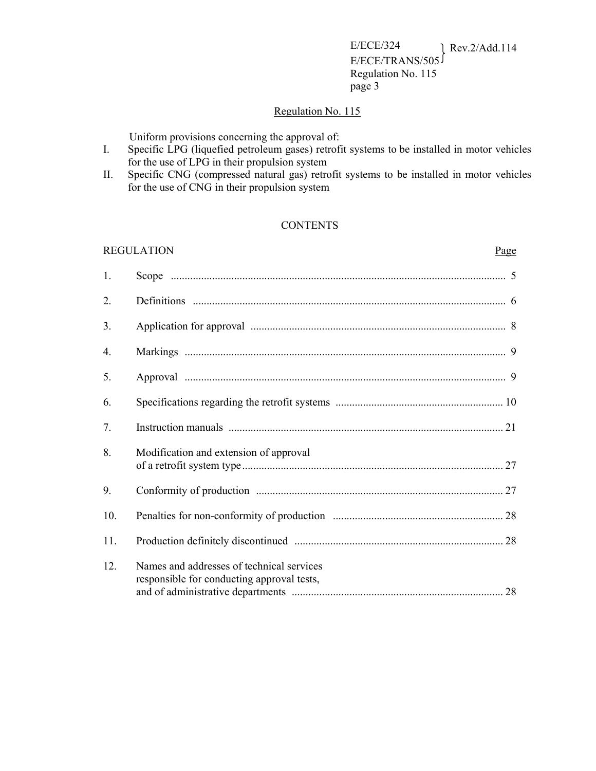# Regulation No. 115

Uniform provisions concerning the approval of:

I. Specific LPG (liquefied petroleum gases) retrofit systems to be installed in motor vehicles for the use of LPG in their propulsion system

II. Specific CNG (compressed natural gas) retrofit systems to be installed in motor vehicles for the use of CNG in their propulsion system

## CONTENTS

| REGULATION | | Page |
|---|---|---|
| 1. | Scope | 5 |
| 2. | Definitions | 6 |
| 3. | Application for approval | 8 |
| 4. | Markings | 9 |
| 5. | Approval | 9 |
| 6. | Specifications regarding the retrofit systems | 10 |
| 7. | Instruction manuals | 21 |
| 8. | Modification and extension of approval of a retrofit system type | 27 |
| 9. | Conformity of production | 27 |
| 10. | Penalties for non-conformity of production | 28 |
| 11. | Production definitely discontinued | 28 |
| 12. | Names and addresses of technical services responsible for conducting approval tests, and of administrative departments | 28 |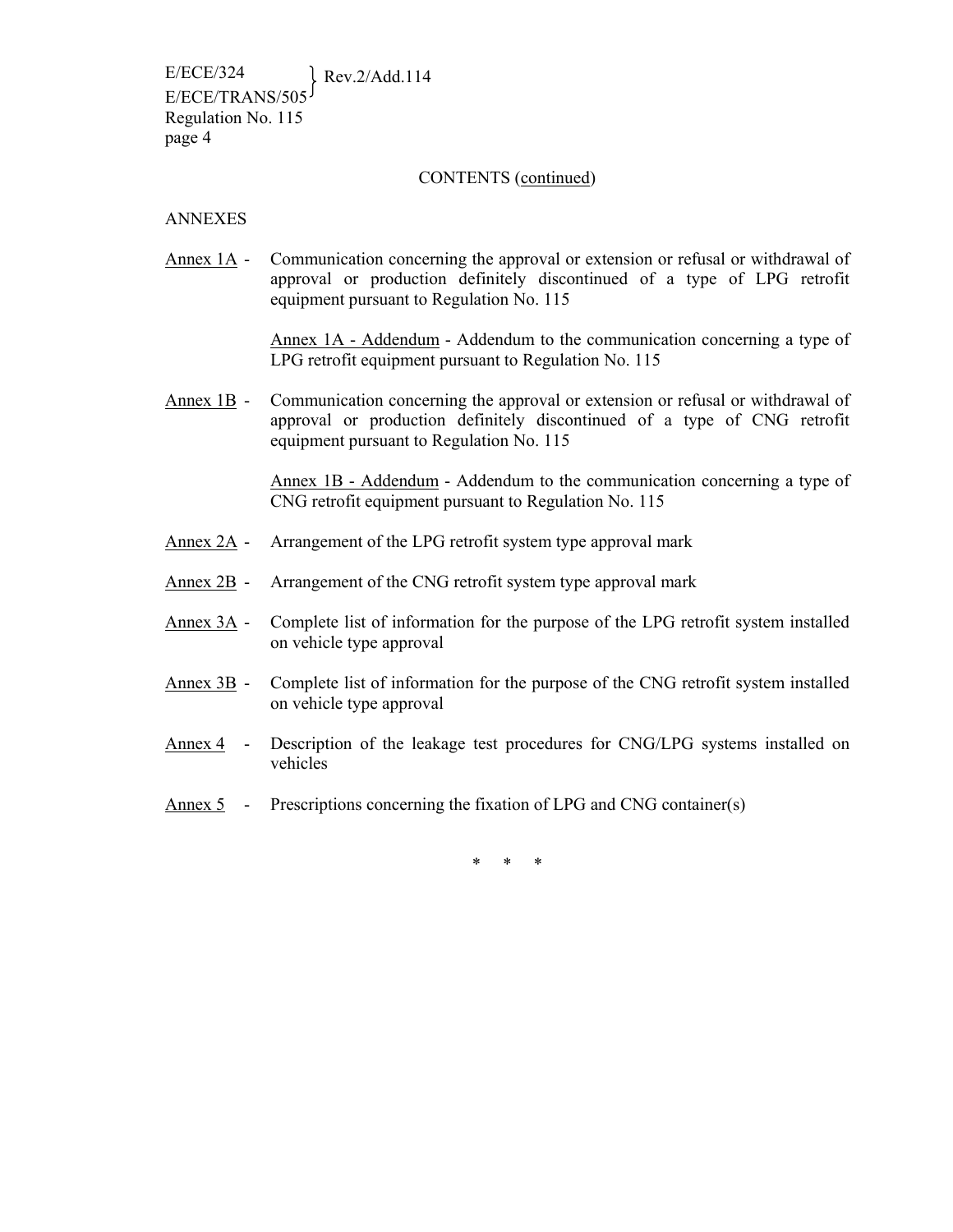CONTENTS (continued)

ANNEXES

Annex 1A - Communication concerning the approval or extension or refusal or withdrawal of approval or production definitely discontinued of a type of LPG retrofit equipment pursuant to Regulation No. 115

Annex 1A - Addendum - Addendum to the communication concerning a type of LPG retrofit equipment pursuant to Regulation No. 115

Annex 1B - Communication concerning the approval or extension or refusal or withdrawal of approval or production definitely discontinued of a type of CNG retrofit equipment pursuant to Regulation No. 115

Annex 1B - Addendum - Addendum to the communication concerning a type of CNG retrofit equipment pursuant to Regulation No. 115

Annex 2A - Arrangement of the LPG retrofit system type approval mark

Annex 2B - Arrangement of the CNG retrofit system type approval mark

Annex 3A - Complete list of information for the purpose of the LPG retrofit system installed on vehicle type approval

Annex 3B - Complete list of information for the purpose of the CNG retrofit system installed on vehicle type approval

Annex 4 - Description of the leakage test procedures for CNG/LPG systems installed on vehicles

Annex 5 - Prescriptions concerning the fixation of LPG and CNG container(s)

\* \* \*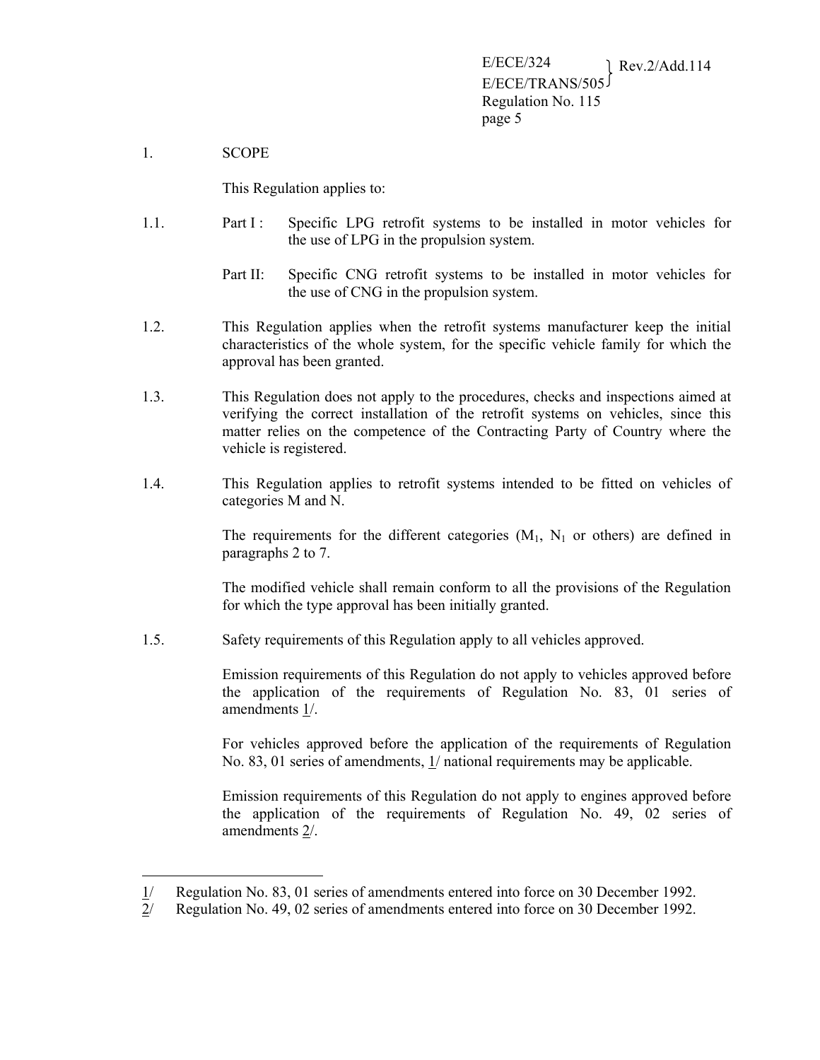## 1. SCOPE

This Regulation applies to:

1.1. Part I : Specific LPG retrofit systems to be installed in motor vehicles for the use of LPG in the propulsion system.

Part II: Specific CNG retrofit systems to be installed in motor vehicles for the use of CNG in the propulsion system.

1.2. This Regulation applies when the retrofit systems manufacturer keep the initial characteristics of the whole system, for the specific vehicle family for which the approval has been granted.

1.3. This Regulation does not apply to the procedures, checks and inspections aimed at verifying the correct installation of the retrofit systems on vehicles, since this matter relies on the competence of the Contracting Party of Country where the vehicle is registered.

1.4. This Regulation applies to retrofit systems intended to be fitted on vehicles of categories M and N.

The requirements for the different categories ($M_1$, $N_1$ or others) are defined in paragraphs 2 to 7.

The modified vehicle shall remain conform to all the provisions of the Regulation for which the type approval has been initially granted.

1.5. Safety requirements of this Regulation apply to all vehicles approved.

Emission requirements of this Regulation do not apply to vehicles approved before the application of the requirements of Regulation No. 83, 01 series of amendments 1/.

For vehicles approved before the application of the requirements of Regulation No. 83, 01 series of amendments, 1/ national requirements may be applicable.

Emission requirements of this Regulation do not apply to engines approved before the application of the requirements of Regulation No. 49, 02 series of amendments 2/.

---

1/ Regulation No. 83, 01 series of amendments entered into force on 30 December 1992.

2/ Regulation No. 49, 02 series of amendments entered into force on 30 December 1992.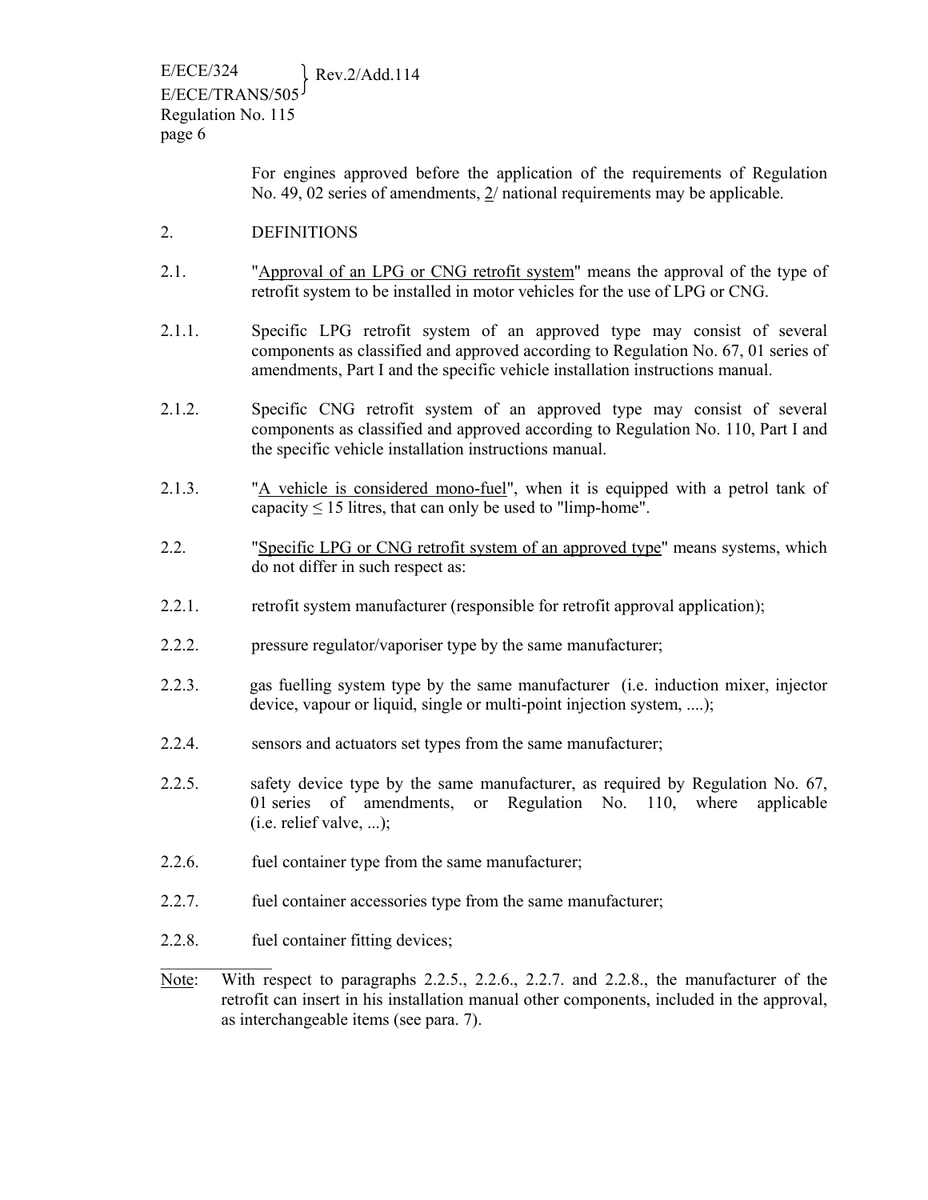For engines approved before the application of the requirements of Regulation No. 49, 02 series of amendments, 2/ national requirements may be applicable.

## 2. DEFINITIONS

2.1. "Approval of an LPG or CNG retrofit system" means the approval of the type of retrofit system to be installed in motor vehicles for the use of LPG or CNG.

2.1.1. Specific LPG retrofit system of an approved type may consist of several components as classified and approved according to Regulation No. 67, 01 series of amendments, Part I and the specific vehicle installation instructions manual.

2.1.2. Specific CNG retrofit system of an approved type may consist of several components as classified and approved according to Regulation No. 110, Part I and the specific vehicle installation instructions manual.

2.1.3. "A vehicle is considered mono-fuel", when it is equipped with a petrol tank of capacity $\leq 15$ litres, that can only be used to "limp-home".

2.2. "Specific LPG or CNG retrofit system of an approved type" means systems, which do not differ in such respect as:

2.2.1. retrofit system manufacturer (responsible for retrofit approval application);

2.2.2. pressure regulator/vaporiser type by the same manufacturer;

2.2.3. gas fuelling system type by the same manufacturer (i.e. induction mixer, injector device, vapour or liquid, single or multi-point injection system, ....);

2.2.4. sensors and actuators set types from the same manufacturer;

2.2.5. safety device type by the same manufacturer, as required by Regulation No. 67, 01 series of amendments, or Regulation No. 110, where applicable (i.e. relief valve, ...);

2.2.6. fuel container type from the same manufacturer;

2.2.7. fuel container accessories type from the same manufacturer;

2.2.8. fuel container fitting devices;

Note: With respect to paragraphs 2.2.5., 2.2.6., 2.2.7. and 2.2.8., the manufacturer of the retrofit can insert in his installation manual other components, included in the approval, as interchangeable items (see para. 7).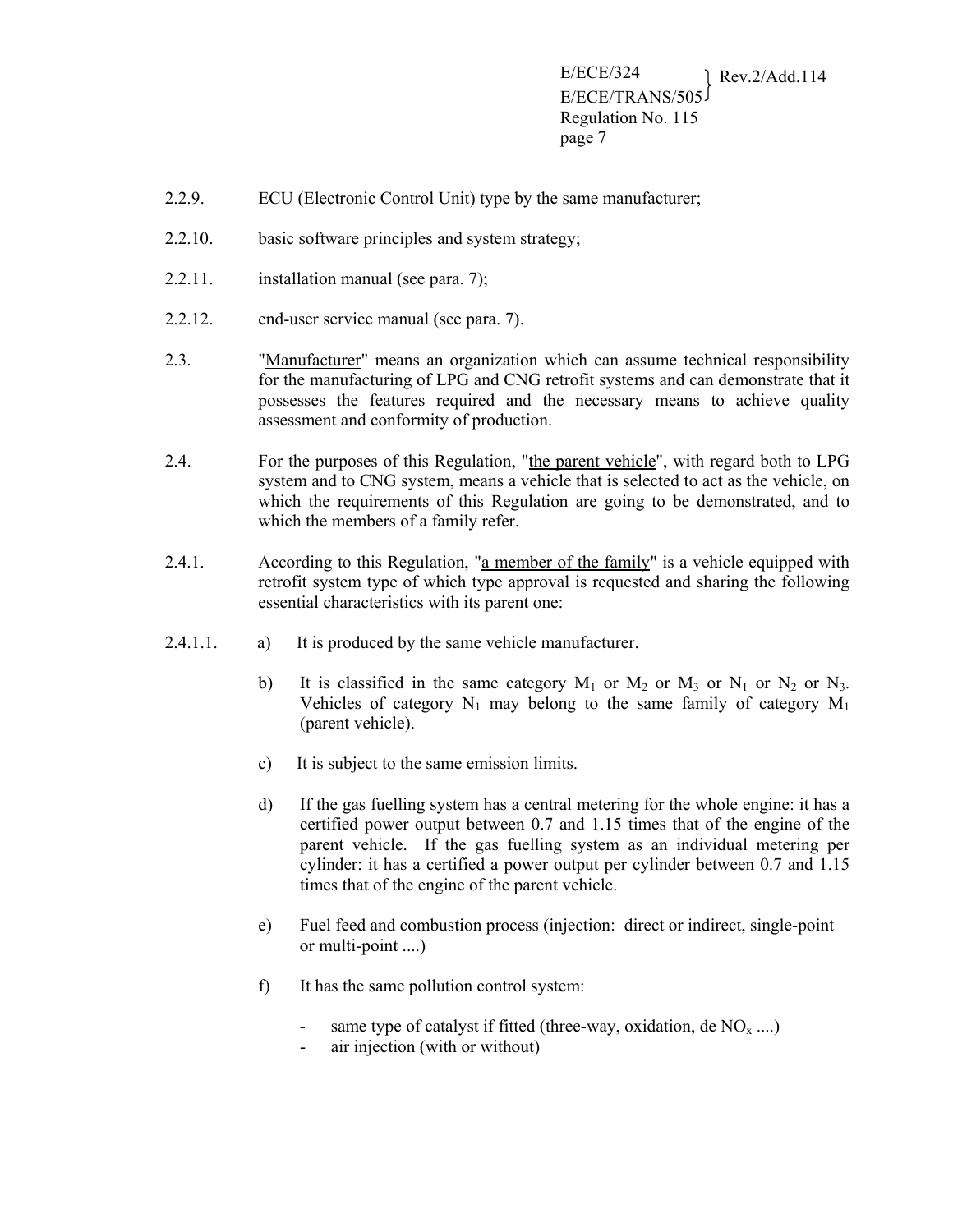2.2.9. ECU (Electronic Control Unit) type by the same manufacturer;

2.2.10. basic software principles and system strategy;

2.2.11. installation manual (see para. 7);

2.2.12. end-user service manual (see para. 7).

2.3. "Manufacturer" means an organization which can assume technical responsibility for the manufacturing of LPG and CNG retrofit systems and can demonstrate that it possesses the features required and the necessary means to achieve quality assessment and conformity of production.

2.4. For the purposes of this Regulation, "the parent vehicle", with regard both to LPG system and to CNG system, means a vehicle that is selected to act as the vehicle, on which the requirements of this Regulation are going to be demonstrated, and to which the members of a family refer.

2.4.1. According to this Regulation, "a member of the family" is a vehicle equipped with retrofit system type of which type approval is requested and sharing the following essential characteristics with its parent one:

2.4.1.1. a) It is produced by the same vehicle manufacturer.

b) It is classified in the same category $M_1$ or $M_2$ or $M_3$ or $N_1$ or $N_2$ or $N_3$. Vehicles of category $N_1$ may belong to the same family of category $M_1$ (parent vehicle).

c) It is subject to the same emission limits.

d) If the gas fuelling system has a central metering for the whole engine: it has a certified power output between 0.7 and 1.15 times that of the engine of the parent vehicle. If the gas fuelling system as an individual metering per cylinder: it has a certified a power output per cylinder between 0.7 and 1.15 times that of the engine of the parent vehicle.

e) Fuel feed and combustion process (injection: direct or indirect, single-point or multi-point ....)

f) It has the same pollution control system:

- same type of catalyst if fitted (three-way, oxidation, de $NO_x$ ....)
- air injection (with or without)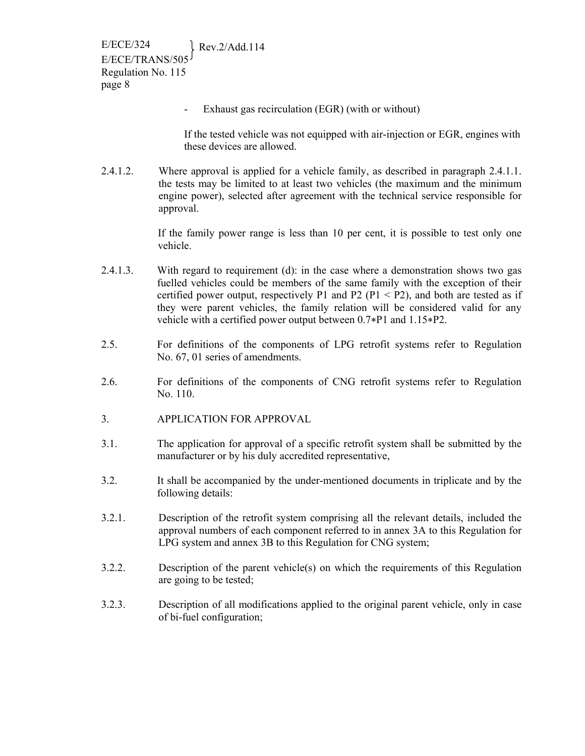- Exhaust gas recirculation (EGR) (with or without)

  If the tested vehicle was not equipped with air-injection or EGR, engines with these devices are allowed.

2.4.1.2. Where approval is applied for a vehicle family, as described in paragraph 2.4.1.1. the tests may be limited to at least two vehicles (the maximum and the minimum engine power), selected after agreement with the technical service responsible for approval.

If the family power range is less than 10 per cent, it is possible to test only one vehicle.

2.4.1.3. With regard to requirement (d): in the case where a demonstration shows two gas fuelled vehicles could be members of the same family with the exception of their certified power output, respectively P1 and P2 (P1 < P2), and both are tested as if they were parent vehicles, the family relation will be considered valid for any vehicle with a certified power output between 0.7*P1 and 1.15*P2.

2.5. For definitions of the components of LPG retrofit systems refer to Regulation No. 67, 01 series of amendments.

2.6. For definitions of the components of CNG retrofit systems refer to Regulation No. 110.

3. APPLICATION FOR APPROVAL

3.1. The application for approval of a specific retrofit system shall be submitted by the manufacturer or by his duly accredited representative,

3.2. It shall be accompanied by the under-mentioned documents in triplicate and by the following details:

3.2.1. Description of the retrofit system comprising all the relevant details, included the approval numbers of each component referred to in annex 3A to this Regulation for LPG system and annex 3B to this Regulation for CNG system;

3.2.2. Description of the parent vehicle(s) on which the requirements of this Regulation are going to be tested;

3.2.3. Description of all modifications applied to the original parent vehicle, only in case of bi-fuel configuration;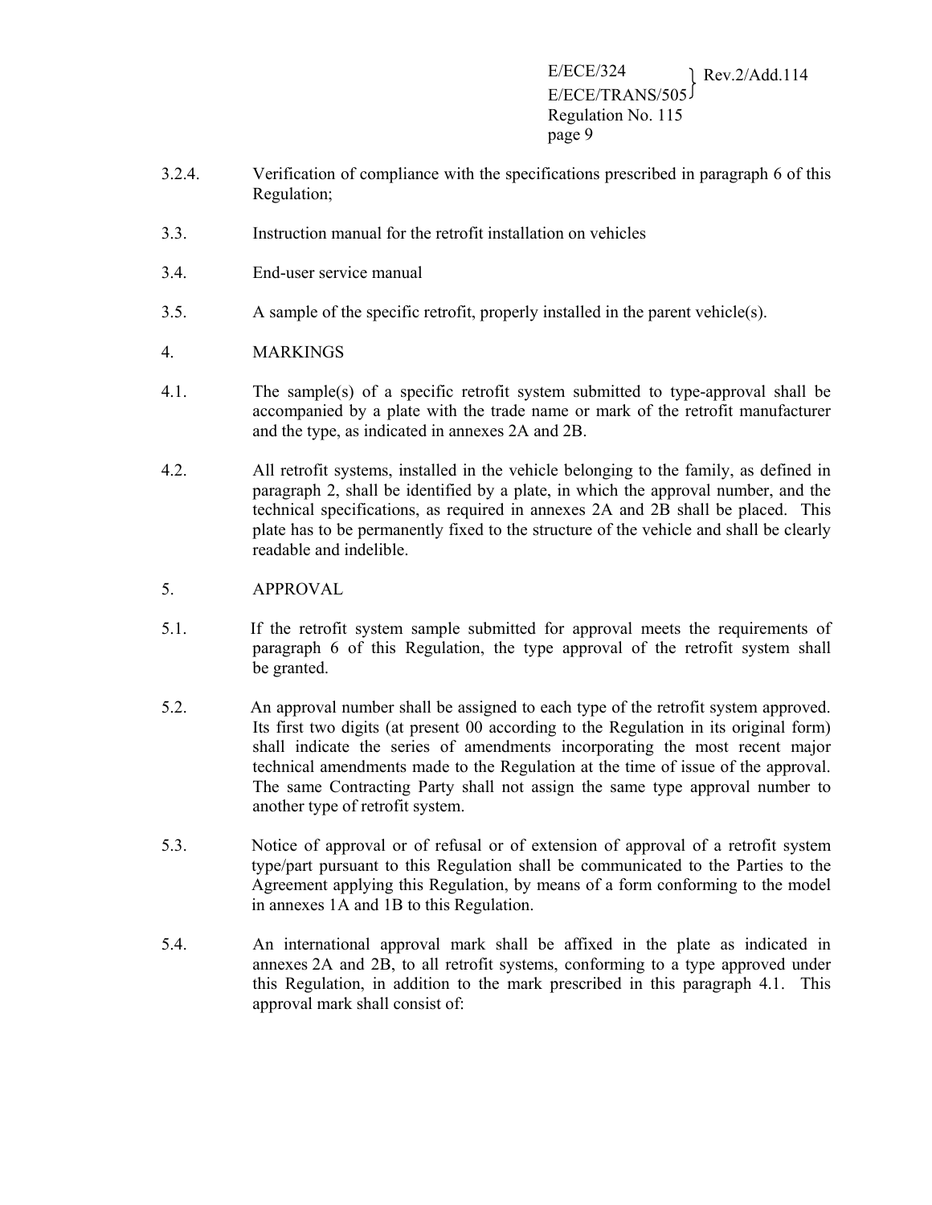3.2.4. Verification of compliance with the specifications prescribed in paragraph 6 of this Regulation;

3.3. Instruction manual for the retrofit installation on vehicles

3.4. End-user service manual

3.5. A sample of the specific retrofit, properly installed in the parent vehicle(s).

## 4. MARKINGS

4.1. The sample(s) of a specific retrofit system submitted to type-approval shall be accompanied by a plate with the trade name or mark of the retrofit manufacturer and the type, as indicated in annexes 2A and 2B.

4.2. All retrofit systems, installed in the vehicle belonging to the family, as defined in paragraph 2, shall be identified by a plate, in which the approval number, and the technical specifications, as required in annexes 2A and 2B shall be placed. This plate has to be permanently fixed to the structure of the vehicle and shall be clearly readable and indelible.

## 5. APPROVAL

5.1. If the retrofit system sample submitted for approval meets the requirements of paragraph 6 of this Regulation, the type approval of the retrofit system shall be granted.

5.2. An approval number shall be assigned to each type of the retrofit system approved. Its first two digits (at present 00 according to the Regulation in its original form) shall indicate the series of amendments incorporating the most recent major technical amendments made to the Regulation at the time of issue of the approval. The same Contracting Party shall not assign the same type approval number to another type of retrofit system.

5.3. Notice of approval or of refusal or of extension of approval of a retrofit system type/part pursuant to this Regulation shall be communicated to the Parties to the Agreement applying this Regulation, by means of a form conforming to the model in annexes 1A and 1B to this Regulation.

5.4. An international approval mark shall be affixed in the plate as indicated in annexes 2A and 2B, to all retrofit systems, conforming to a type approved under this Regulation, in addition to the mark prescribed in this paragraph 4.1. This approval mark shall consist of: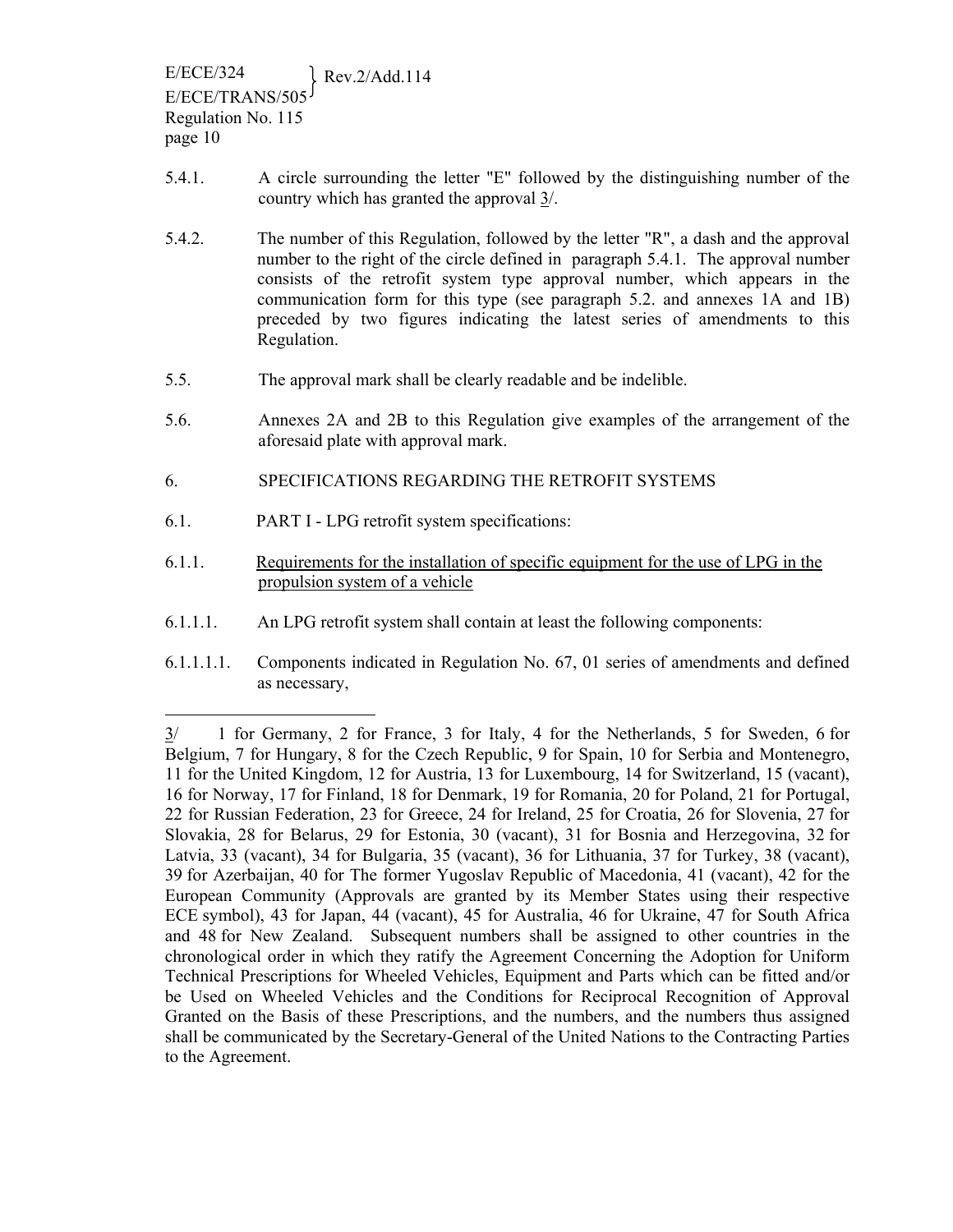5.4.1. A circle surrounding the letter "E" followed by the distinguishing number of the country which has granted the approval 3/.

5.4.2. The number of this Regulation, followed by the letter "R", a dash and the approval number to the right of the circle defined in paragraph 5.4.1. The approval number consists of the retrofit system type approval number, which appears in the communication form for this type (see paragraph 5.2. and annexes 1A and 1B) preceded by two figures indicating the latest series of amendments to this Regulation.

5.5. The approval mark shall be clearly readable and be indelible.

5.6. Annexes 2A and 2B to this Regulation give examples of the arrangement of the aforesaid plate with approval mark.

6. SPECIFICATIONS REGARDING THE RETROFIT SYSTEMS

6.1. PART I - LPG retrofit system specifications:

6.1.1. Requirements for the installation of specific equipment for the use of LPG in the propulsion system of a vehicle

6.1.1.1. An LPG retrofit system shall contain at least the following components:

6.1.1.1.1. Components indicated in Regulation No. 67, 01 series of amendments and defined as necessary,

---

3/ 1 for Germany, 2 for France, 3 for Italy, 4 for the Netherlands, 5 for Sweden, 6 for Belgium, 7 for Hungary, 8 for the Czech Republic, 9 for Spain, 10 for Serbia and Montenegro, 11 for the United Kingdom, 12 for Austria, 13 for Luxembourg, 14 for Switzerland, 15 (vacant), 16 for Norway, 17 for Finland, 18 for Denmark, 19 for Romania, 20 for Poland, 21 for Portugal, 22 for Russian Federation, 23 for Greece, 24 for Ireland, 25 for Croatia, 26 for Slovenia, 27 for Slovakia, 28 for Belarus, 29 for Estonia, 30 (vacant), 31 for Bosnia and Herzegovina, 32 for Latvia, 33 (vacant), 34 for Bulgaria, 35 (vacant), 36 for Lithuania, 37 for Turkey, 38 (vacant), 39 for Azerbaijan, 40 for The former Yugoslav Republic of Macedonia, 41 (vacant), 42 for the European Community (Approvals are granted by its Member States using their respective ECE symbol), 43 for Japan, 44 (vacant), 45 for Australia, 46 for Ukraine, 47 for South Africa and 48 for New Zealand. Subsequent numbers shall be assigned to other countries in the chronological order in which they ratify the Agreement Concerning the Adoption for Uniform Technical Prescriptions for Wheeled Vehicles, Equipment and Parts which can be fitted and/or be Used on Wheeled Vehicles and the Conditions for Reciprocal Recognition of Approval Granted on the Basis of these Prescriptions, and the numbers, and the numbers thus assigned shall be communicated by the Secretary-General of the United Nations to the Contracting Parties to the Agreement.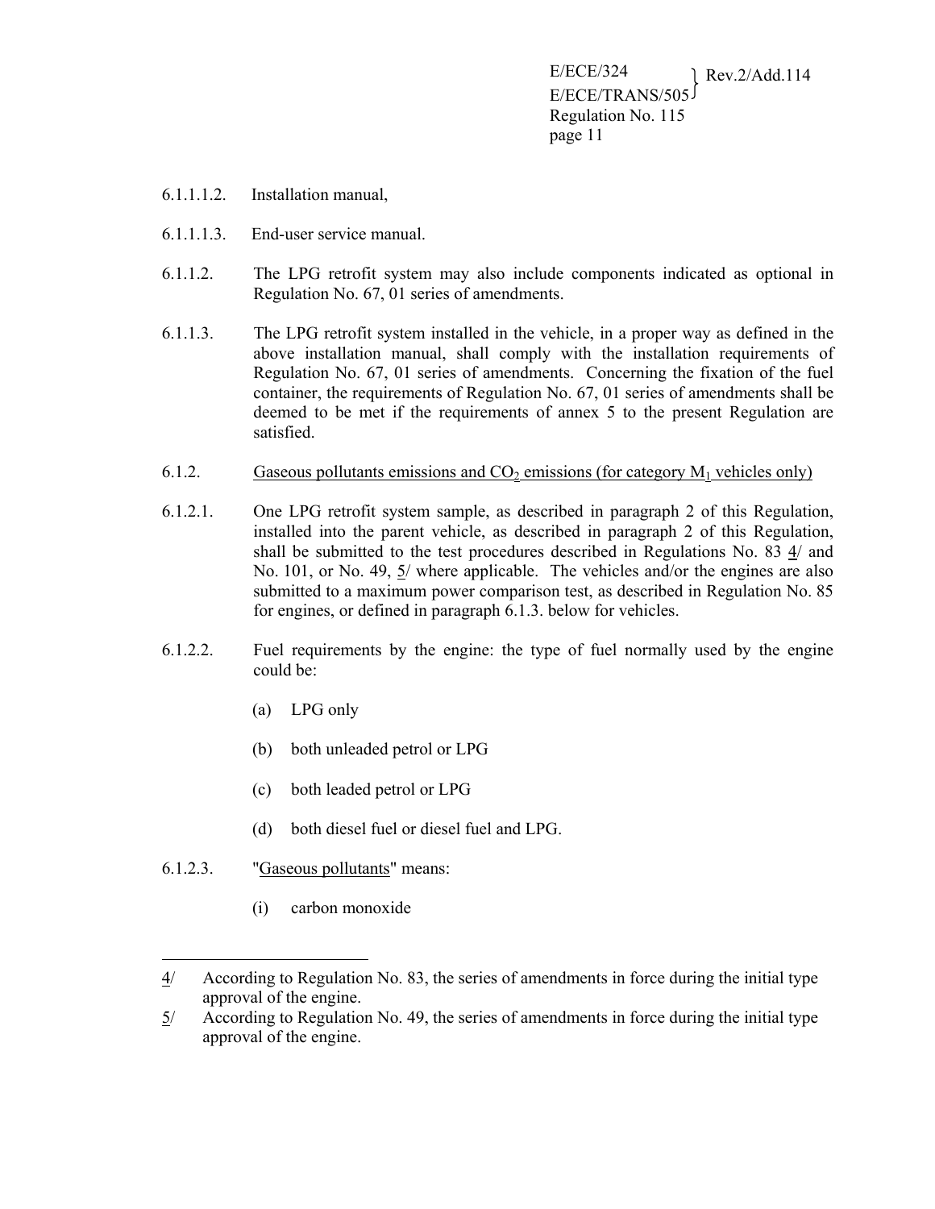6.1.1.1.2. Installation manual,

6.1.1.1.3. End-user service manual.

6.1.1.2. The LPG retrofit system may also include components indicated as optional in Regulation No. 67, 01 series of amendments.

6.1.1.3. The LPG retrofit system installed in the vehicle, in a proper way as defined in the above installation manual, shall comply with the installation requirements of Regulation No. 67, 01 series of amendments. Concerning the fixation of the fuel container, the requirements of Regulation No. 67, 01 series of amendments shall be deemed to be met if the requirements of annex 5 to the present Regulation are satisfied.

6.1.2. Gaseous pollutants emissions and $CO_2$ emissions (for category $M_1$ vehicles only)

6.1.2.1. One LPG retrofit system sample, as described in paragraph 2 of this Regulation, installed into the parent vehicle, as described in paragraph 2 of this Regulation, shall be submitted to the test procedures described in Regulations No. 83 4/ and No. 101, or No. 49, 5/ where applicable. The vehicles and/or the engines are also submitted to a maximum power comparison test, as described in Regulation No. 85 for engines, or defined in paragraph 6.1.3. below for vehicles.

6.1.2.2. Fuel requirements by the engine: the type of fuel normally used by the engine could be:

(a) LPG only

(b) both unleaded petrol or LPG

(c) both leaded petrol or LPG

(d) both diesel fuel or diesel fuel and LPG.

6.1.2.3. "Gaseous pollutants" means:

(i) carbon monoxide

---

4/ According to Regulation No. 83, the series of amendments in force during the initial type approval of the engine.

5/ According to Regulation No. 49, the series of amendments in force during the initial type approval of the engine.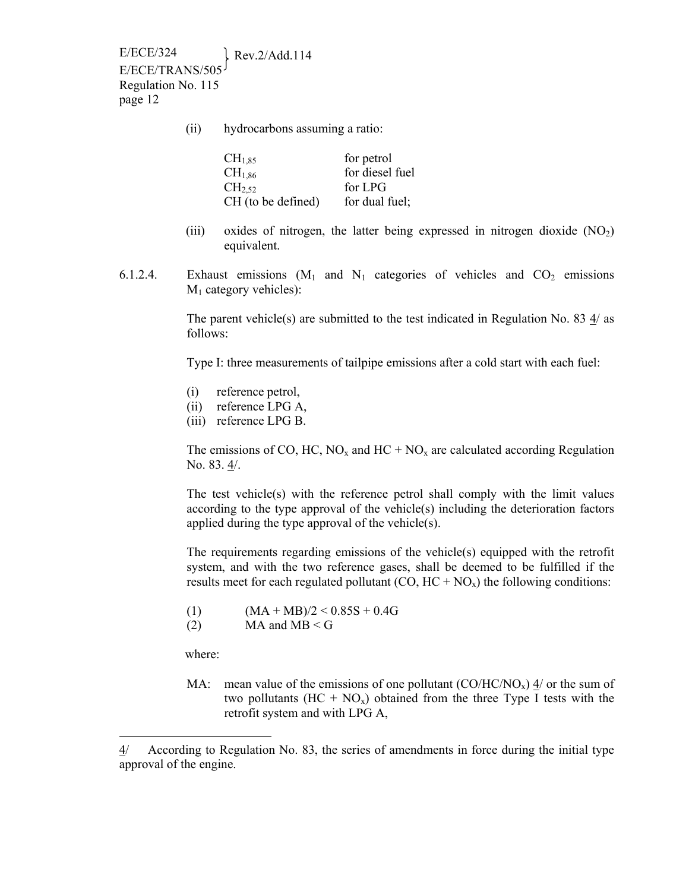(ii) hydrocarbons assuming a ratio:

| | |
|---|---|
| $CH_{1,85}$ | for petrol |
| $CH_{1,86}$ | for diesel fuel |
| $CH_{2,52}$ | for LPG |
| CH (to be defined) | for dual fuel; |

(iii) oxides of nitrogen, the latter being expressed in nitrogen dioxide ($NO_2$) equivalent.

6.1.2.4. Exhaust emissions ($M_1$ and $N_1$ categories of vehicles and $CO_2$ emissions $M_1$ category vehicles):

The parent vehicle(s) are submitted to the test indicated in Regulation No. 83 4/ as follows:

Type I: three measurements of tailpipe emissions after a cold start with each fuel:

(i) reference petrol,
(ii) reference LPG A,
(iii) reference LPG B.

The emissions of CO, HC, $NO_x$ and HC + $NO_x$ are calculated according Regulation No. 83. 4/.

The test vehicle(s) with the reference petrol shall comply with the limit values according to the type approval of the vehicle(s) including the deterioration factors applied during the type approval of the vehicle(s).

The requirements regarding emissions of the vehicle(s) equipped with the retrofit system, and with the two reference gases, shall be deemed to be fulfilled if the results meet for each regulated pollutant (CO, HC + $NO_x$) the following conditions:

(1) $(MA + MB)/2 < 0.85S + 0.4G$
(2) MA and MB < G

where:

MA: mean value of the emissions of one pollutant (CO/HC/$NO_x$) 4/ or the sum of two pollutants (HC + $NO_x$) obtained from the three Type I tests with the retrofit system and with LPG A,

---

4/ According to Regulation No. 83, the series of amendments in force during the initial type approval of the engine.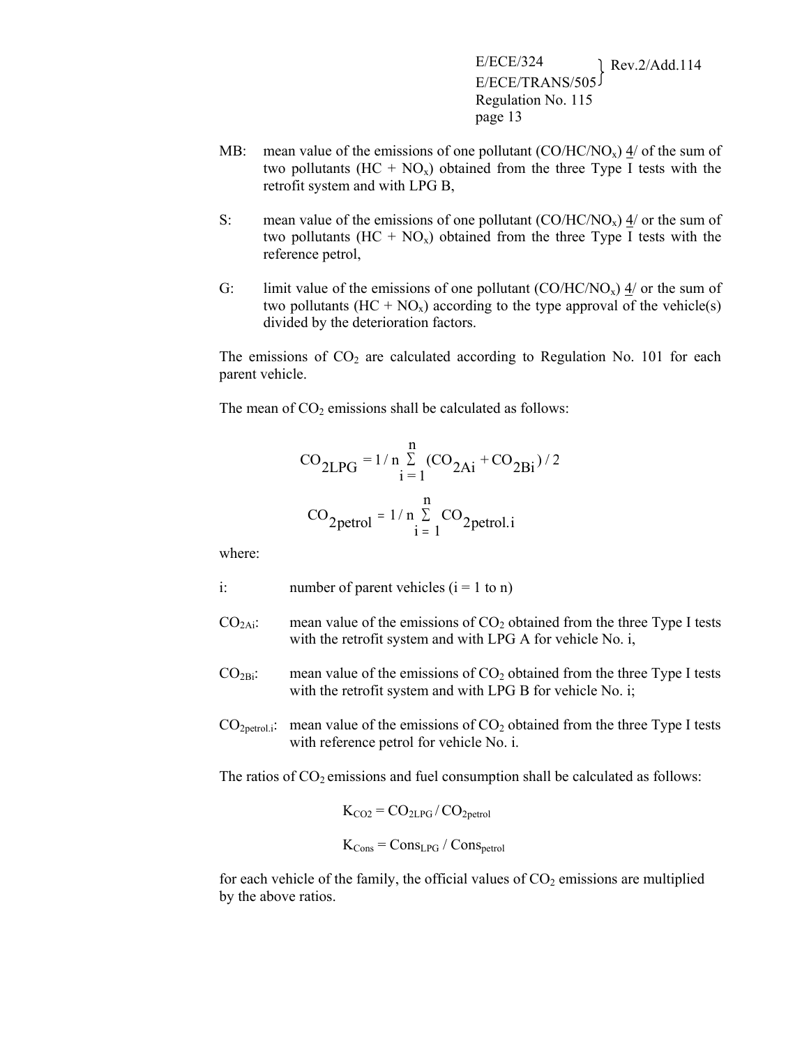MB: mean value of the emissions of one pollutant ($CO/HC/NO_x$) 4/ of the sum of two pollutants ($HC + NO_x$) obtained from the three Type I tests with the retrofit system and with LPG B,

S: mean value of the emissions of one pollutant ($CO/HC/NO_x$) 4/ or the sum of two pollutants ($HC + NO_x$) obtained from the three Type I tests with the reference petrol,

G: limit value of the emissions of one pollutant ($CO/HC/NO_x$) 4/ or the sum of two pollutants ($HC + NO_x$) according to the type approval of the vehicle(s) divided by the deterioration factors.

The emissions of $CO_2$ are calculated according to Regulation No. 101 for each parent vehicle.

The mean of $CO_2$ emissions shall be calculated as follows:

$$CO_{2LPG} = 1/n \sum_{i=1}^{n} (CO_{2Ai} + CO_{2Bi})/2$$

$$CO_{2petrol} = 1/n \sum_{i=1}^{n} CO_{2petrol.i}$$

where:

i: number of parent vehicles (i = 1 to n)

$CO_{2Ai}$: mean value of the emissions of $CO_2$ obtained from the three Type I tests with the retrofit system and with LPG A for vehicle No. i,

$CO_{2Bi}$: mean value of the emissions of $CO_2$ obtained from the three Type I tests with the retrofit system and with LPG B for vehicle No. i;

$CO_{2petrol.i}$: mean value of the emissions of $CO_2$ obtained from the three Type I tests with reference petrol for vehicle No. i.

The ratios of $CO_2$ emissions and fuel consumption shall be calculated as follows:

$$K_{CO2} = CO_{2LPG} / CO_{2petrol}$$

$$K_{Cons} = Cons_{LPG} / Cons_{petrol}$$

for each vehicle of the family, the official values of $CO_2$ emissions are multiplied by the above ratios.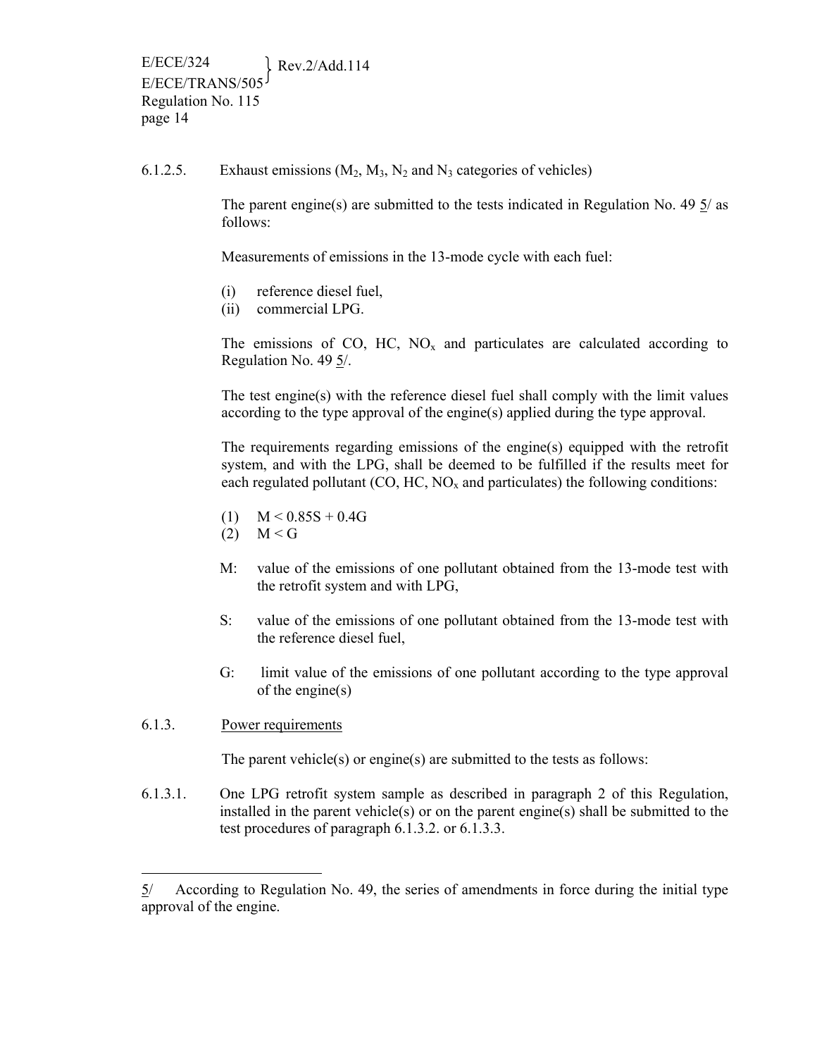6.1.2.5. Exhaust emissions ($M_2$, $M_3$, $N_2$ and $N_3$ categories of vehicles)

The parent engine(s) are submitted to the tests indicated in Regulation No. 49 5/ as follows:

Measurements of emissions in the 13-mode cycle with each fuel:

(i) reference diesel fuel,
(ii) commercial LPG.

The emissions of CO, HC, $NO_x$ and particulates are calculated according to Regulation No. 49 5/.

The test engine(s) with the reference diesel fuel shall comply with the limit values according to the type approval of the engine(s) applied during the type approval.

The requirements regarding emissions of the engine(s) equipped with the retrofit system, and with the LPG, shall be deemed to be fulfilled if the results meet for each regulated pollutant (CO, HC, $NO_x$ and particulates) the following conditions:

(1) $M < 0.85S + 0.4G$
(2) $M < G$

M: value of the emissions of one pollutant obtained from the 13-mode test with the retrofit system and with LPG,

S: value of the emissions of one pollutant obtained from the 13-mode test with the reference diesel fuel,

G: limit value of the emissions of one pollutant according to the type approval of the engine(s)

6.1.3. Power requirements

The parent vehicle(s) or engine(s) are submitted to the tests as follows:

6.1.3.1. One LPG retrofit system sample as described in paragraph 2 of this Regulation, installed in the parent vehicle(s) or on the parent engine(s) shall be submitted to the test procedures of paragraph 6.1.3.2. or 6.1.3.3.

---

5/ According to Regulation No. 49, the series of amendments in force during the initial type approval of the engine.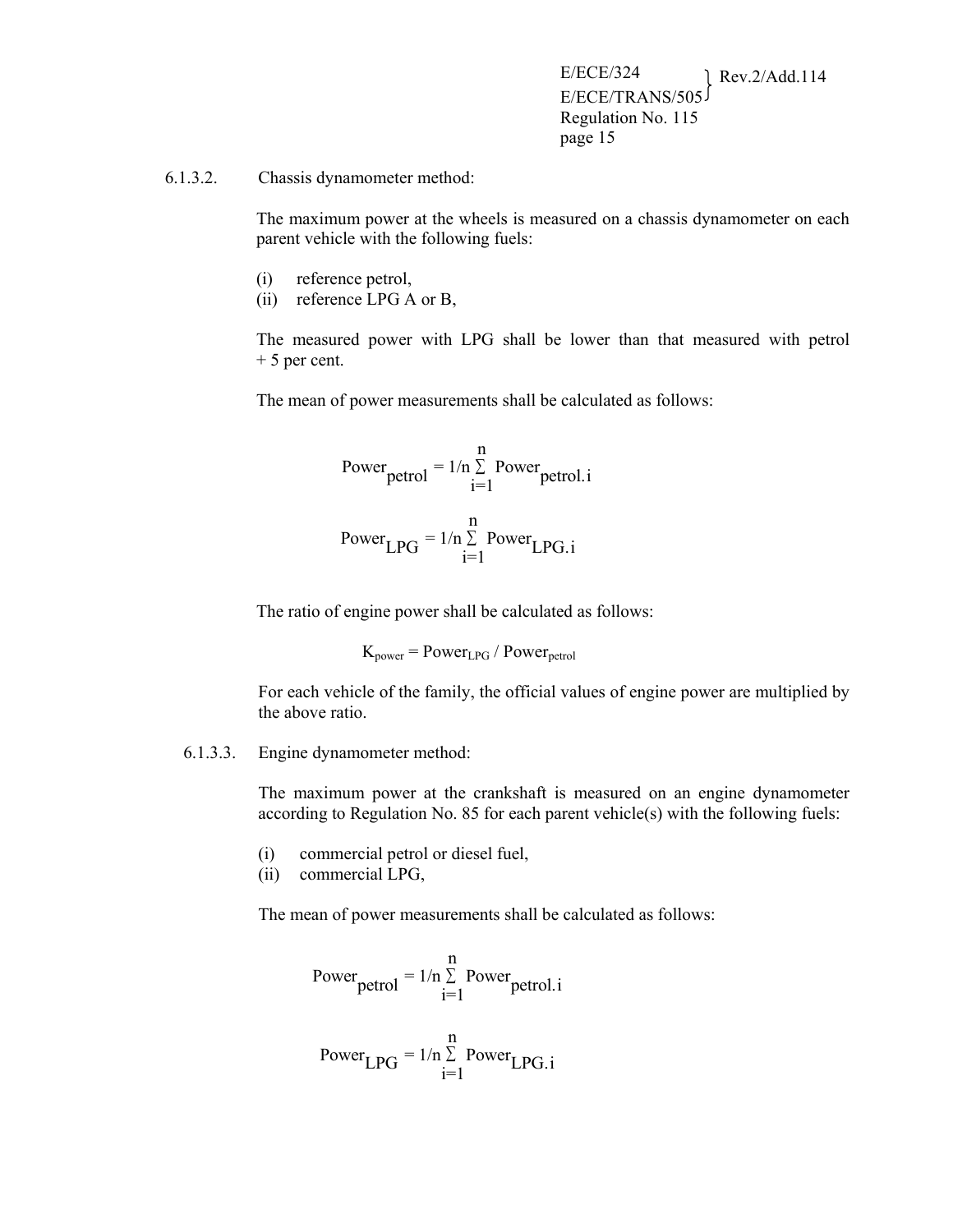6.1.3.2. Chassis dynamometer method:

The maximum power at the wheels is measured on a chassis dynamometer on each parent vehicle with the following fuels:

(i) reference petrol,
(ii) reference LPG A or B,

The measured power with LPG shall be lower than that measured with petrol + 5 per cent.

The mean of power measurements shall be calculated as follows:

$$Power_{petrol} = 1/n \sum_{i=1}^{n} Power_{petrol.i}$$

$$Power_{LPG} = 1/n \sum_{i=1}^{n} Power_{LPG.i}$$

The ratio of engine power shall be calculated as follows:

$$K_{power} = Power_{LPG} / Power_{petrol}$$

For each vehicle of the family, the official values of engine power are multiplied by the above ratio.

6.1.3.3. Engine dynamometer method:

The maximum power at the crankshaft is measured on an engine dynamometer according to Regulation No. 85 for each parent vehicle(s) with the following fuels:

(i) commercial petrol or diesel fuel,
(ii) commercial LPG,

The mean of power measurements shall be calculated as follows:

$$Power_{petrol} = 1/n \sum_{i=1}^{n} Power_{petrol.i}$$

$$Power_{LPG} = 1/n \sum_{i=1}^{n} Power_{LPG.i}$$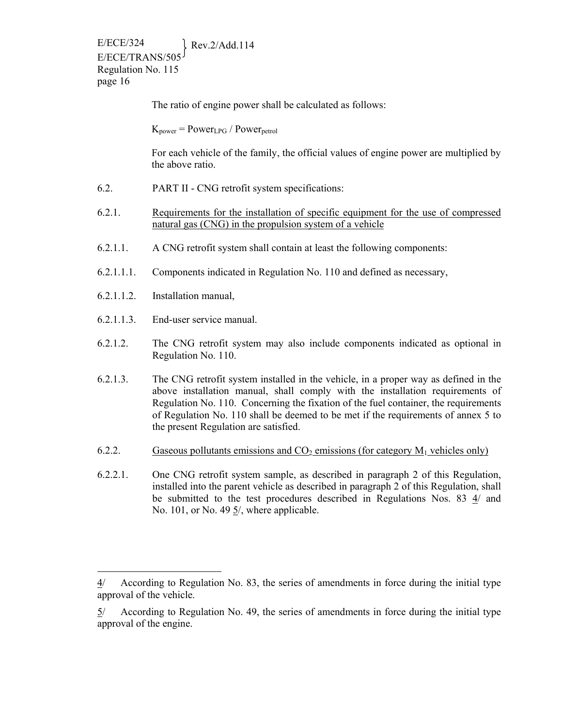The ratio of engine power shall be calculated as follows:

$K_{power} = Power_{LPG} / Power_{petrol}$

For each vehicle of the family, the official values of engine power are multiplied by the above ratio.

6.2. PART II - CNG retrofit system specifications:

6.2.1. Requirements for the installation of specific equipment for the use of compressed natural gas (CNG) in the propulsion system of a vehicle

6.2.1.1. A CNG retrofit system shall contain at least the following components:

6.2.1.1.1. Components indicated in Regulation No. 110 and defined as necessary,

6.2.1.1.2. Installation manual,

6.2.1.1.3. End-user service manual.

6.2.1.2. The CNG retrofit system may also include components indicated as optional in Regulation No. 110.

6.2.1.3. The CNG retrofit system installed in the vehicle, in a proper way as defined in the above installation manual, shall comply with the installation requirements of Regulation No. 110. Concerning the fixation of the fuel container, the requirements of Regulation No. 110 shall be deemed to be met if the requirements of annex 5 to the present Regulation are satisfied.

6.2.2. Gaseous pollutants emissions and $CO_2$ emissions (for category $M_1$ vehicles only)

6.2.2.1. One CNG retrofit system sample, as described in paragraph 2 of this Regulation, installed into the parent vehicle as described in paragraph 2 of this Regulation, shall be submitted to the test procedures described in Regulations Nos. 83 4/ and No. 101, or No. 49 5/, where applicable.

---

4/ According to Regulation No. 83, the series of amendments in force during the initial type approval of the vehicle.

5/ According to Regulation No. 49, the series of amendments in force during the initial type approval of the engine.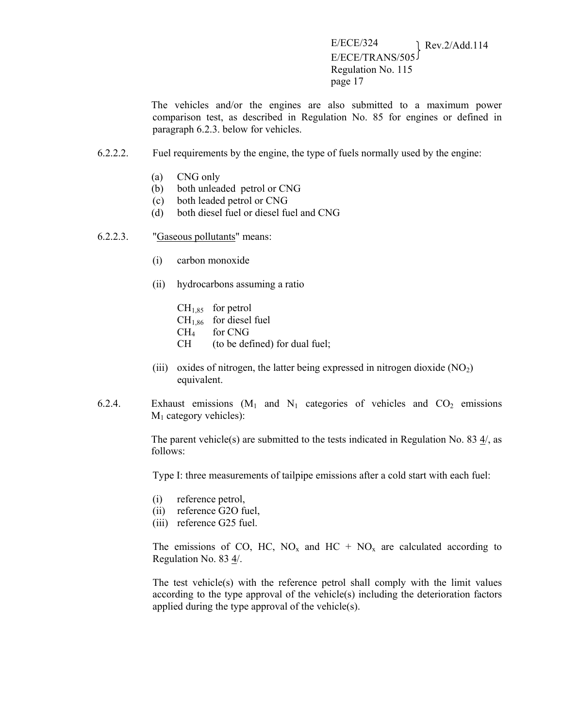The vehicles and/or the engines are also submitted to a maximum power comparison test, as described in Regulation No. 85 for engines or defined in paragraph 6.2.3. below for vehicles.

6.2.2.2. Fuel requirements by the engine, the type of fuels normally used by the engine:

(a) CNG only
(b) both unleaded petrol or CNG
(c) both leaded petrol or CNG
(d) both diesel fuel or diesel fuel and CNG

6.2.2.3. "Gaseous pollutants" means:

(i) carbon monoxide

(ii) hydrocarbons assuming a ratio

$CH_{1,85}$ for petrol
$CH_{1,86}$ for diesel fuel
$CH_4$ for CNG
CH (to be defined) for dual fuel;

(iii) oxides of nitrogen, the latter being expressed in nitrogen dioxide ($NO_2$) equivalent.

6.2.4. Exhaust emissions ($M_1$ and $N_1$ categories of vehicles and $CO_2$ emissions $M_1$ category vehicles):

The parent vehicle(s) are submitted to the tests indicated in Regulation No. 83 4/, as follows:

Type I: three measurements of tailpipe emissions after a cold start with each fuel:

(i) reference petrol,
(ii) reference G2O fuel,
(iii) reference G25 fuel.

The emissions of CO, HC, $NO_x$ and HC + $NO_x$ are calculated according to Regulation No. 83 4/.

The test vehicle(s) with the reference petrol shall comply with the limit values according to the type approval of the vehicle(s) including the deterioration factors applied during the type approval of the vehicle(s).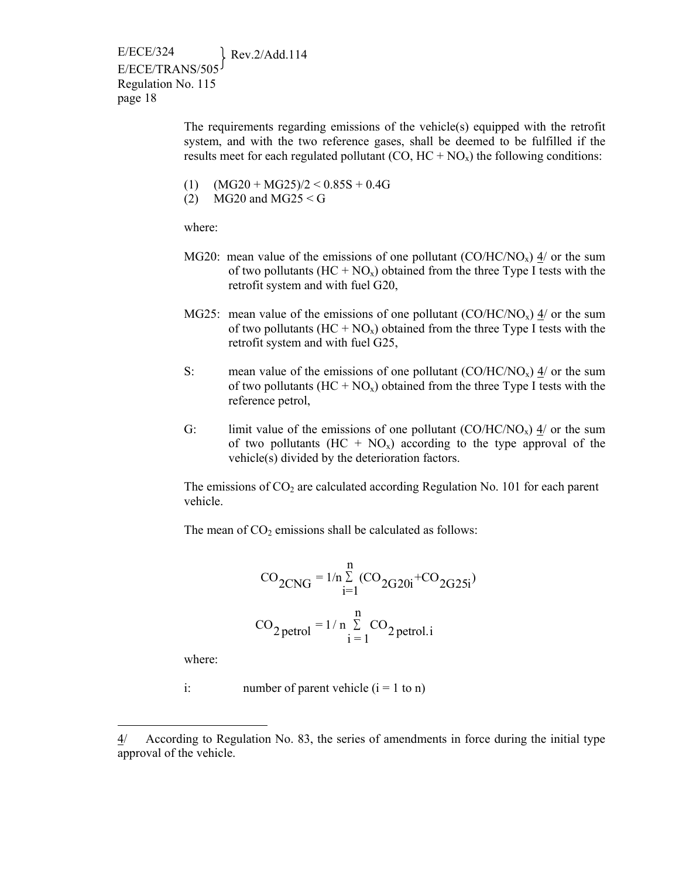The requirements regarding emissions of the vehicle(s) equipped with the retrofit system, and with the two reference gases, shall be deemed to be fulfilled if the results meet for each regulated pollutant (CO, HC + $NO_x$) the following conditions:

(1) $(MG20 + MG25)/2 < 0.85S + 0.4G$
(2) MG20 and MG25 < G

where:

MG20: mean value of the emissions of one pollutant (CO/HC/$NO_x$) 4/ or the sum of two pollutants (HC + $NO_x$) obtained from the three Type I tests with the retrofit system and with fuel G20,

MG25: mean value of the emissions of one pollutant (CO/HC/$NO_x$) 4/ or the sum of two pollutants (HC + $NO_x$) obtained from the three Type I tests with the retrofit system and with fuel G25,

S: mean value of the emissions of one pollutant (CO/HC/$NO_x$) 4/ or the sum of two pollutants (HC + $NO_x$) obtained from the three Type I tests with the reference petrol,

G: limit value of the emissions of one pollutant (CO/HC/$NO_x$) 4/ or the sum of two pollutants (HC + $NO_x$) according to the type approval of the vehicle(s) divided by the deterioration factors.

The emissions of $CO_2$ are calculated according Regulation No. 101 for each parent vehicle.

The mean of $CO_2$ emissions shall be calculated as follows:

$$CO_{2CNG} = 1/n \sum_{i=1}^{n} (CO_{2G20i} + CO_{2G25i})$$

$$CO_{2\,petrol} = 1/n \sum_{i=1}^{n} CO_{2\,petrol.i}$$

where:

i: number of parent vehicle (i = 1 to n)

---

4/ According to Regulation No. 83, the series of amendments in force during the initial type approval of the vehicle.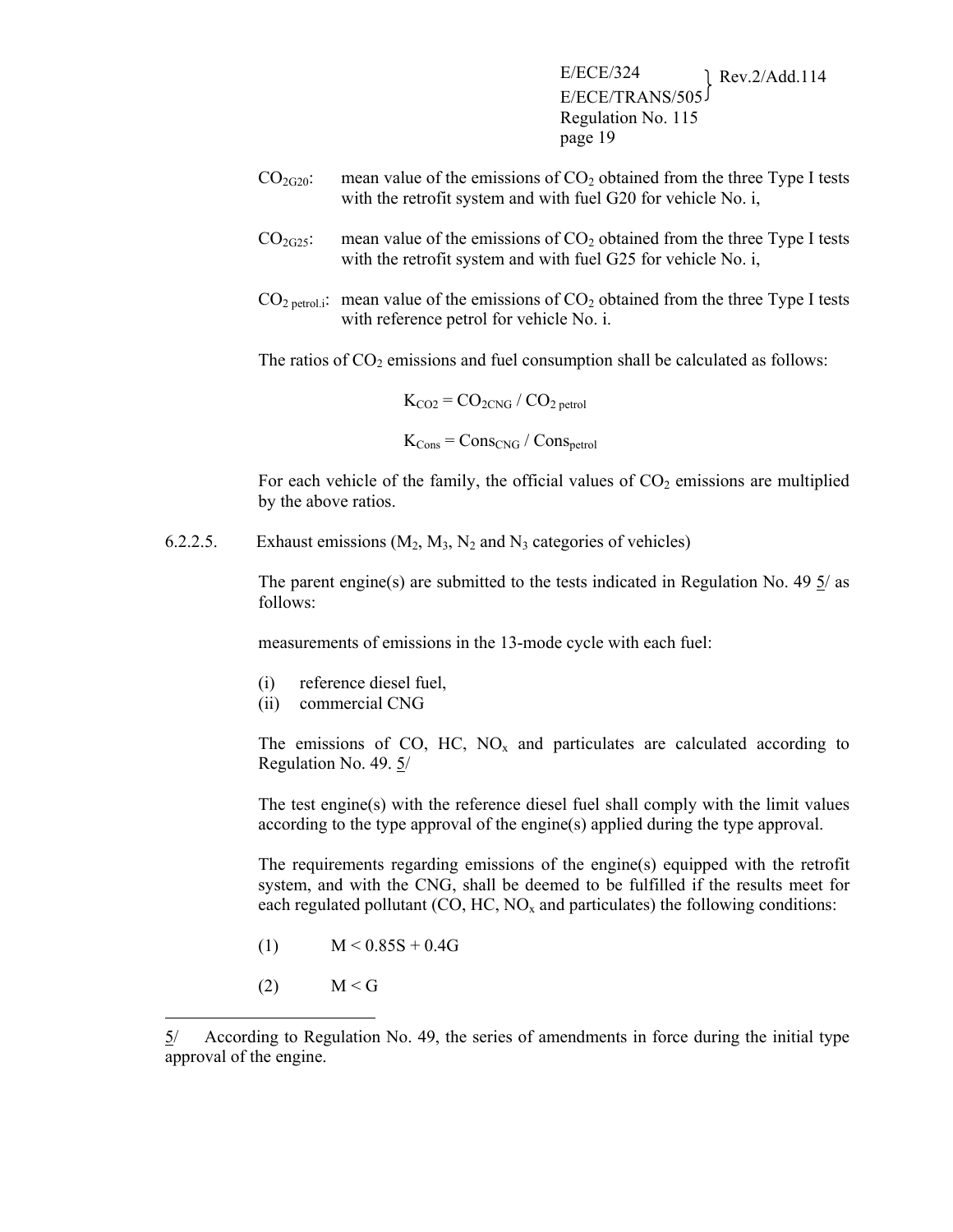$CO_{2G20}$: mean value of the emissions of $CO_2$ obtained from the three Type I tests with the retrofit system and with fuel G20 for vehicle No. i,

$CO_{2G25}$: mean value of the emissions of $CO_2$ obtained from the three Type I tests with the retrofit system and with fuel G25 for vehicle No. i,

$CO_{2\ petrol.i}$: mean value of the emissions of $CO_2$ obtained from the three Type I tests with reference petrol for vehicle No. i.

The ratios of $CO_2$ emissions and fuel consumption shall be calculated as follows:

$$K_{CO2} = CO_{2CNG} / CO_{2\ petrol}$$

$$K_{Cons} = Cons_{CNG} / Cons_{petrol}$$

For each vehicle of the family, the official values of $CO_2$ emissions are multiplied by the above ratios.

6.2.2.5. Exhaust emissions ($M_2$, $M_3$, $N_2$ and $N_3$ categories of vehicles)

The parent engine(s) are submitted to the tests indicated in Regulation No. 49 5/ as follows:

measurements of emissions in the 13-mode cycle with each fuel:

(i) reference diesel fuel,
(ii) commercial CNG

The emissions of CO, HC, $NO_x$ and particulates are calculated according to Regulation No. 49. 5/

The test engine(s) with the reference diesel fuel shall comply with the limit values according to the type approval of the engine(s) applied during the type approval.

The requirements regarding emissions of the engine(s) equipped with the retrofit system, and with the CNG, shall be deemed to be fulfilled if the results meet for each regulated pollutant (CO, HC, $NO_x$ and particulates) the following conditions:

(1) $M < 0.85S + 0.4G$

(2) $M < G$

---

5/ According to Regulation No. 49, the series of amendments in force during the initial type approval of the engine.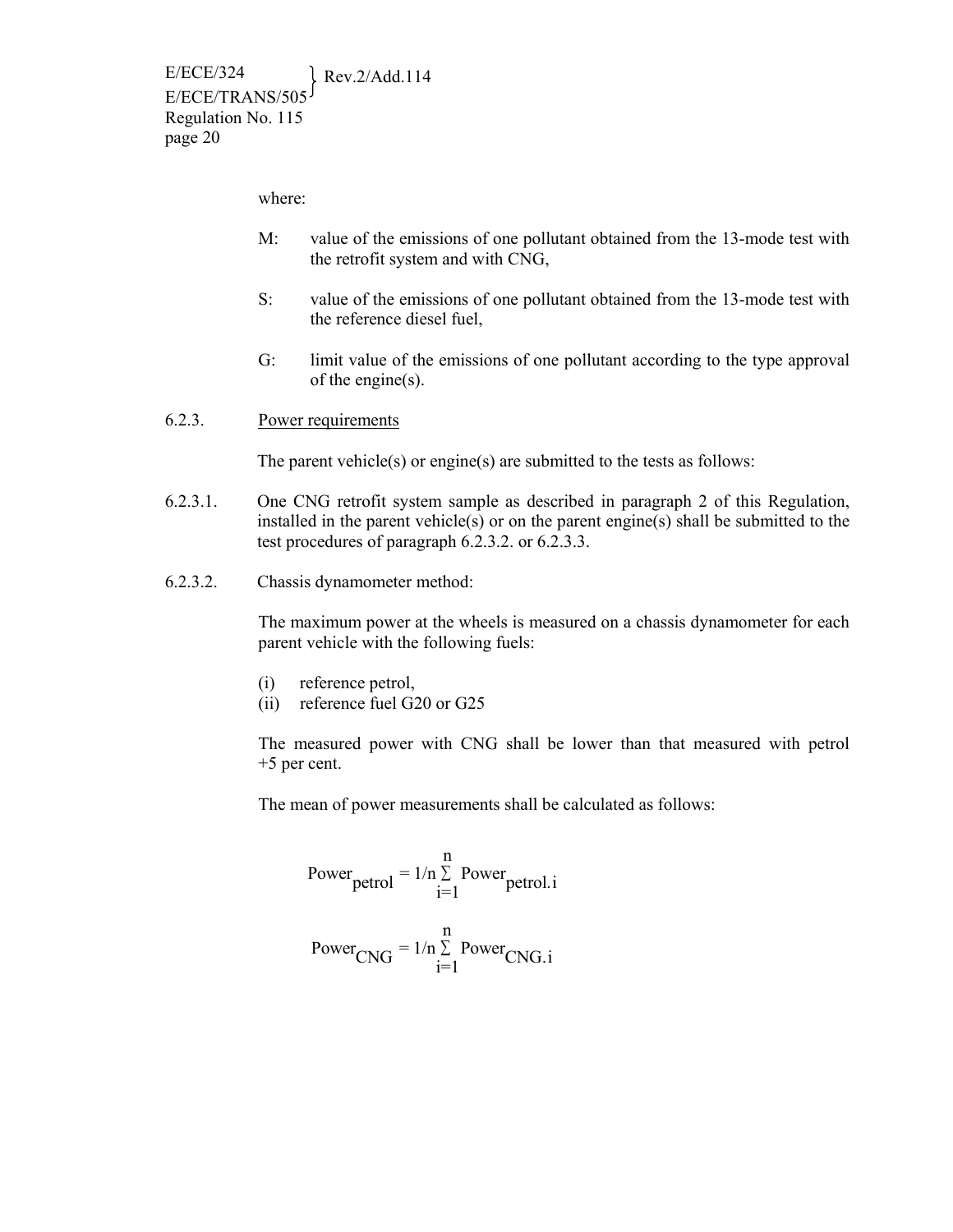where:

M: value of the emissions of one pollutant obtained from the 13-mode test with the retrofit system and with CNG,

S: value of the emissions of one pollutant obtained from the 13-mode test with the reference diesel fuel,

G: limit value of the emissions of one pollutant according to the type approval of the engine(s).

6.2.3. Power requirements

The parent vehicle(s) or engine(s) are submitted to the tests as follows:

6.2.3.1. One CNG retrofit system sample as described in paragraph 2 of this Regulation, installed in the parent vehicle(s) or on the parent engine(s) shall be submitted to the test procedures of paragraph 6.2.3.2. or 6.2.3.3.

6.2.3.2. Chassis dynamometer method:

The maximum power at the wheels is measured on a chassis dynamometer for each parent vehicle with the following fuels:

(i) reference petrol,
(ii) reference fuel G20 or G25

The measured power with CNG shall be lower than that measured with petrol +5 per cent.

The mean of power measurements shall be calculated as follows:

$$Power_{petrol} = 1/n \sum_{i=1}^{n} Power_{petrol.i}$$

$$Power_{CNG} = 1/n \sum_{i=1}^{n} Power_{CNG.i}$$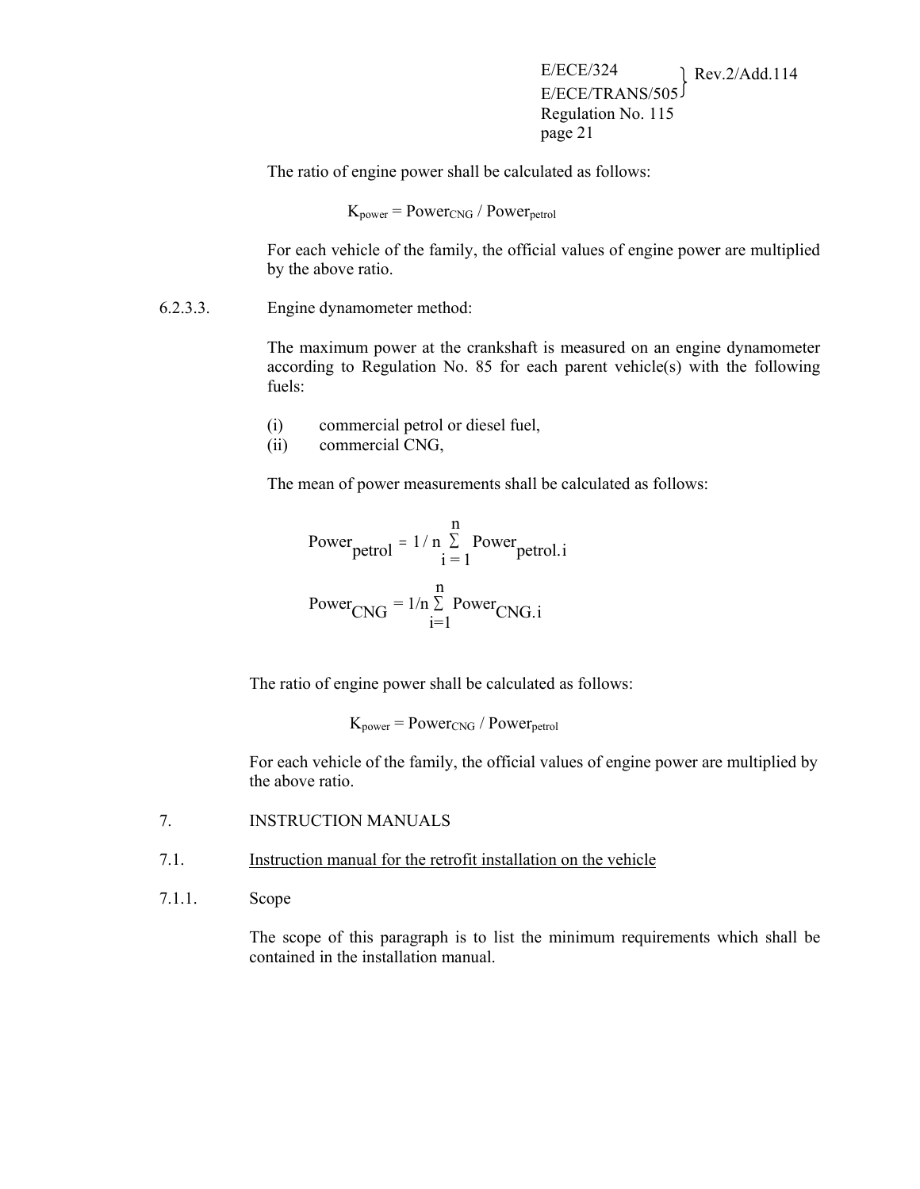The ratio of engine power shall be calculated as follows:

$$K_{power} = Power_{CNG} / Power_{petrol}$$

For each vehicle of the family, the official values of engine power are multiplied by the above ratio.

6.2.3.3. Engine dynamometer method:

The maximum power at the crankshaft is measured on an engine dynamometer according to Regulation No. 85 for each parent vehicle(s) with the following fuels:

(i) commercial petrol or diesel fuel,
(ii) commercial CNG,

The mean of power measurements shall be calculated as follows:

$$Power_{petrol} = 1/n \sum_{i=1}^{n} Power_{petrol.i}$$

$$Power_{CNG} = 1/n \sum_{i=1}^{n} Power_{CNG.i}$$

The ratio of engine power shall be calculated as follows:

$$K_{power} = Power_{CNG} / Power_{petrol}$$

For each vehicle of the family, the official values of engine power are multiplied by the above ratio.

7. INSTRUCTION MANUALS

7.1. Instruction manual for the retrofit installation on the vehicle

7.1.1. Scope

The scope of this paragraph is to list the minimum requirements which shall be contained in the installation manual.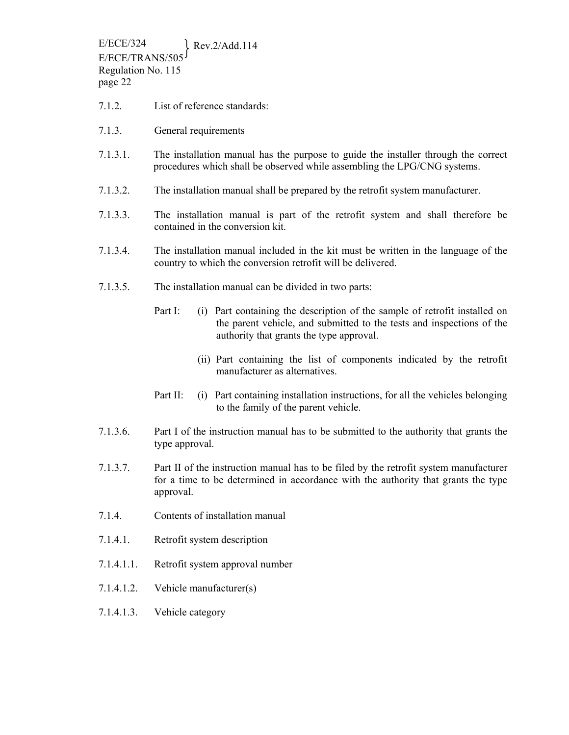7.1.2. List of reference standards:

7.1.3. General requirements

7.1.3.1. The installation manual has the purpose to guide the installer through the correct procedures which shall be observed while assembling the LPG/CNG systems.

7.1.3.2. The installation manual shall be prepared by the retrofit system manufacturer.

7.1.3.3. The installation manual is part of the retrofit system and shall therefore be contained in the conversion kit.

7.1.3.4. The installation manual included in the kit must be written in the language of the country to which the conversion retrofit will be delivered.

7.1.3.5. The installation manual can be divided in two parts:

Part I: (i) Part containing the description of the sample of retrofit installed on the parent vehicle, and submitted to the tests and inspections of the authority that grants the type approval.

(ii) Part containing the list of components indicated by the retrofit manufacturer as alternatives.

Part II: (i) Part containing installation instructions, for all the vehicles belonging to the family of the parent vehicle.

7.1.3.6. Part I of the instruction manual has to be submitted to the authority that grants the type approval.

7.1.3.7. Part II of the instruction manual has to be filed by the retrofit system manufacturer for a time to be determined in accordance with the authority that grants the type approval.

7.1.4. Contents of installation manual

7.1.4.1. Retrofit system description

7.1.4.1.1. Retrofit system approval number

7.1.4.1.2. Vehicle manufacturer(s)

7.1.4.1.3. Vehicle category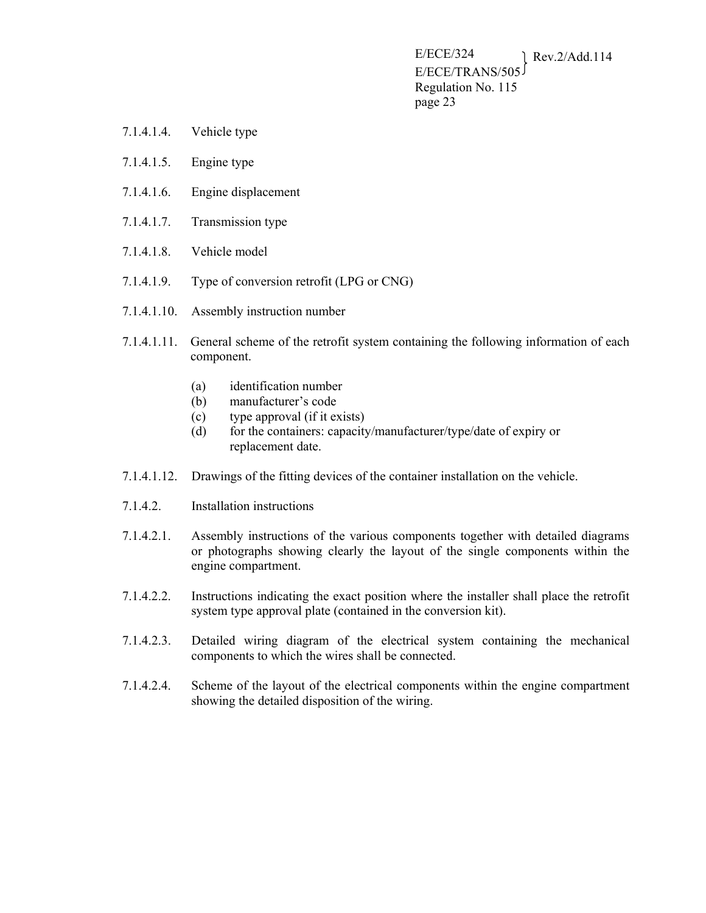7.1.4.1.4. Vehicle type

7.1.4.1.5. Engine type

7.1.4.1.6. Engine displacement

7.1.4.1.7. Transmission type

7.1.4.1.8. Vehicle model

7.1.4.1.9. Type of conversion retrofit (LPG or CNG)

7.1.4.1.10. Assembly instruction number

7.1.4.1.11. General scheme of the retrofit system containing the following information of each component.

(a) identification number
(b) manufacturer's code
(c) type approval (if it exists)
(d) for the containers: capacity/manufacturer/type/date of expiry or replacement date.

7.1.4.1.12. Drawings of the fitting devices of the container installation on the vehicle.

7.1.4.2. Installation instructions

7.1.4.2.1. Assembly instructions of the various components together with detailed diagrams or photographs showing clearly the layout of the single components within the engine compartment.

7.1.4.2.2. Instructions indicating the exact position where the installer shall place the retrofit system type approval plate (contained in the conversion kit).

7.1.4.2.3. Detailed wiring diagram of the electrical system containing the mechanical components to which the wires shall be connected.

7.1.4.2.4. Scheme of the layout of the electrical components within the engine compartment showing the detailed disposition of the wiring.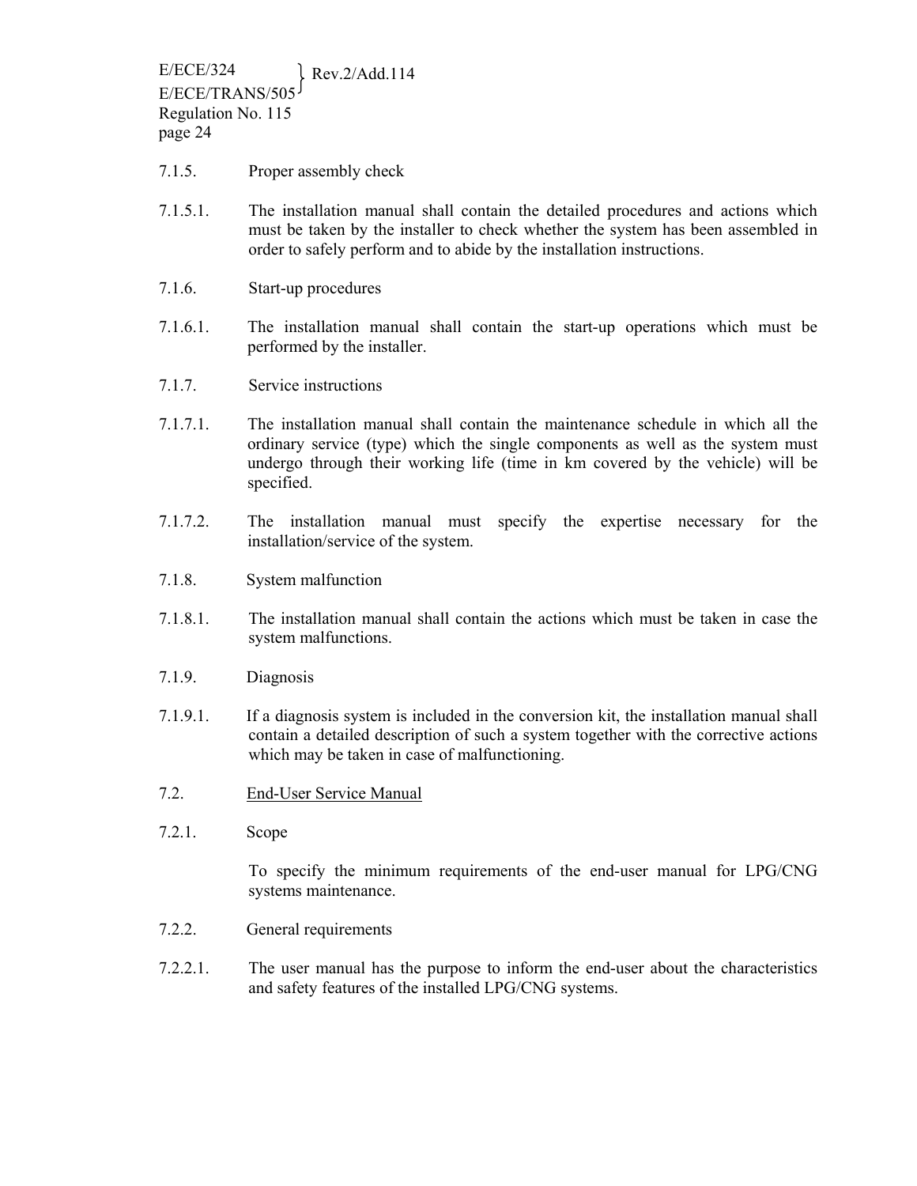7.1.5. Proper assembly check

7.1.5.1. The installation manual shall contain the detailed procedures and actions which must be taken by the installer to check whether the system has been assembled in order to safely perform and to abide by the installation instructions.

7.1.6. Start-up procedures

7.1.6.1. The installation manual shall contain the start-up operations which must be performed by the installer.

7.1.7. Service instructions

7.1.7.1. The installation manual shall contain the maintenance schedule in which all the ordinary service (type) which the single components as well as the system must undergo through their working life (time in km covered by the vehicle) will be specified.

7.1.7.2. The installation manual must specify the expertise necessary for the installation/service of the system.

7.1.8. System malfunction

7.1.8.1. The installation manual shall contain the actions which must be taken in case the system malfunctions.

7.1.9. Diagnosis

7.1.9.1. If a diagnosis system is included in the conversion kit, the installation manual shall contain a detailed description of such a system together with the corrective actions which may be taken in case of malfunctioning.

7.2. <u>End-User Service Manual</u>

7.2.1. Scope

To specify the minimum requirements of the end-user manual for LPG/CNG systems maintenance.

7.2.2. General requirements

7.2.2.1. The user manual has the purpose to inform the end-user about the characteristics and safety features of the installed LPG/CNG systems.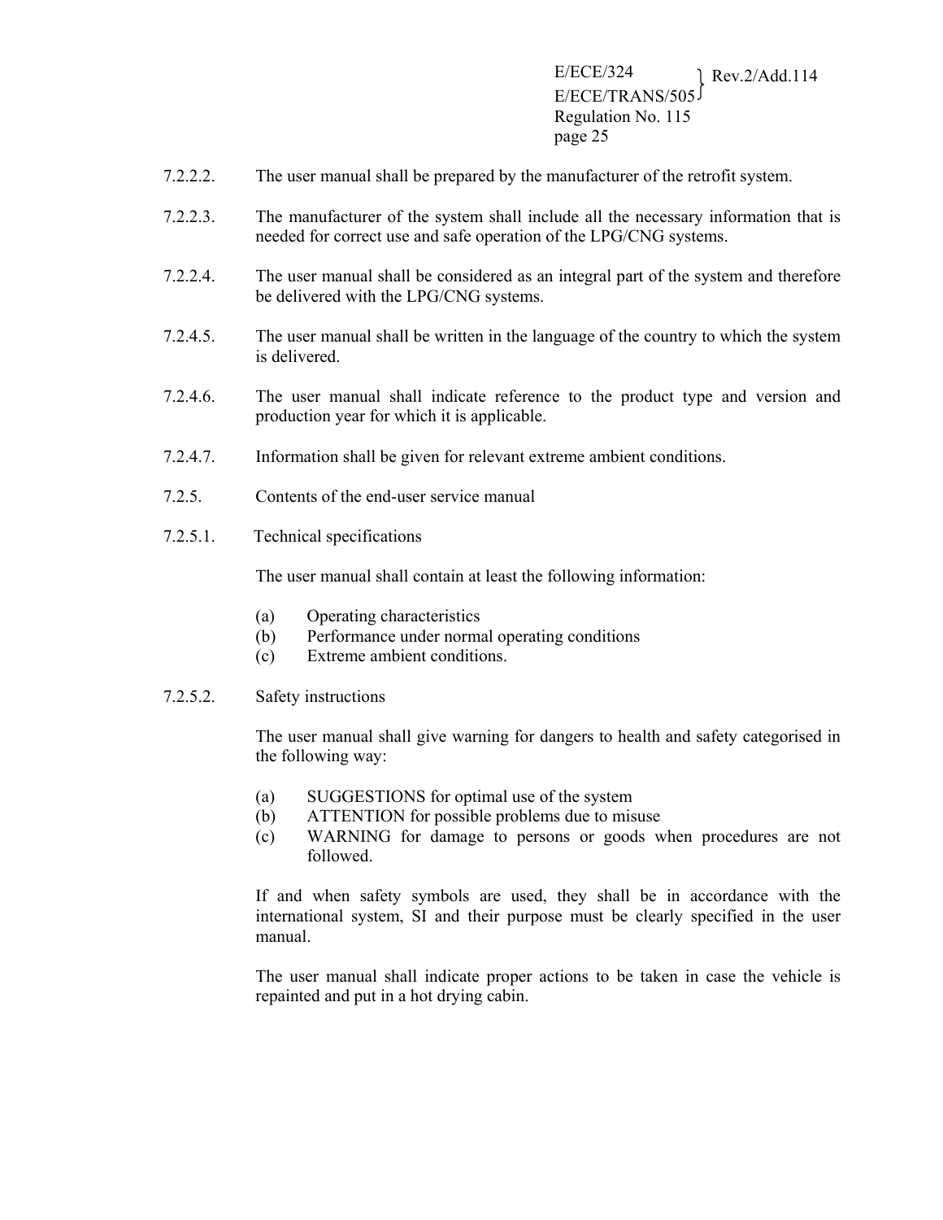7.2.2.2. The user manual shall be prepared by the manufacturer of the retrofit system.

7.2.2.3. The manufacturer of the system shall include all the necessary information that is needed for correct use and safe operation of the LPG/CNG systems.

7.2.2.4. The user manual shall be considered as an integral part of the system and therefore be delivered with the LPG/CNG systems.

7.2.4.5. The user manual shall be written in the language of the country to which the system is delivered.

7.2.4.6. The user manual shall indicate reference to the product type and version and production year for which it is applicable.

7.2.4.7. Information shall be given for relevant extreme ambient conditions.

7.2.5. Contents of the end-user service manual

7.2.5.1. Technical specifications

The user manual shall contain at least the following information:

(a) Operating characteristics
(b) Performance under normal operating conditions
(c) Extreme ambient conditions.

7.2.5.2. Safety instructions

The user manual shall give warning for dangers to health and safety categorised in the following way:

(a) SUGGESTIONS for optimal use of the system
(b) ATTENTION for possible problems due to misuse
(c) WARNING for damage to persons or goods when procedures are not followed.

If and when safety symbols are used, they shall be in accordance with the international system, SI and their purpose must be clearly specified in the user manual.

The user manual shall indicate proper actions to be taken in case the vehicle is repainted and put in a hot drying cabin.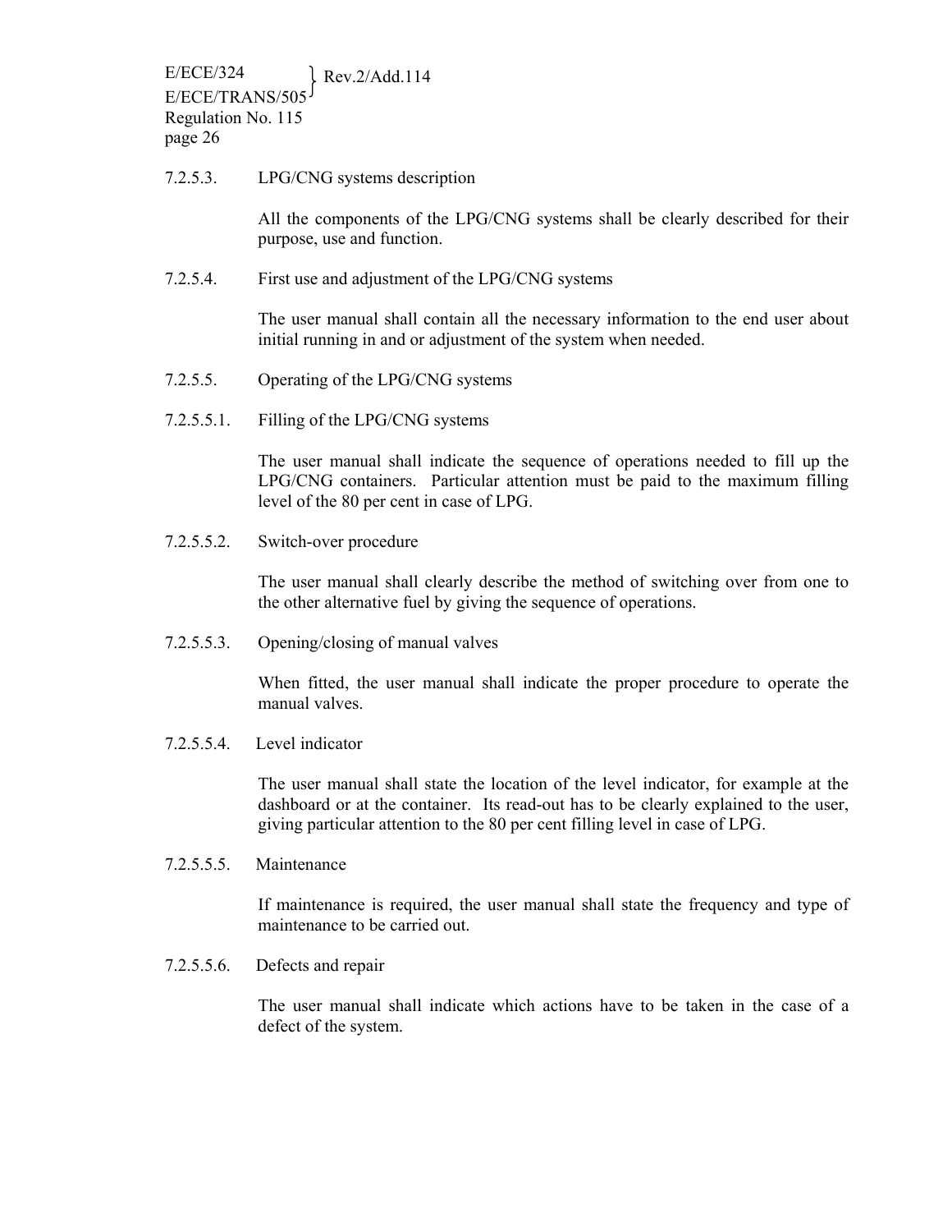7.2.5.3. LPG/CNG systems description

All the components of the LPG/CNG systems shall be clearly described for their purpose, use and function.

7.2.5.4. First use and adjustment of the LPG/CNG systems

The user manual shall contain all the necessary information to the end user about initial running in and or adjustment of the system when needed.

7.2.5.5. Operating of the LPG/CNG systems

7.2.5.5.1. Filling of the LPG/CNG systems

The user manual shall indicate the sequence of operations needed to fill up the LPG/CNG containers. Particular attention must be paid to the maximum filling level of the 80 per cent in case of LPG.

7.2.5.5.2. Switch-over procedure

The user manual shall clearly describe the method of switching over from one to the other alternative fuel by giving the sequence of operations.

7.2.5.5.3. Opening/closing of manual valves

When fitted, the user manual shall indicate the proper procedure to operate the manual valves.

7.2.5.5.4. Level indicator

The user manual shall state the location of the level indicator, for example at the dashboard or at the container. Its read-out has to be clearly explained to the user, giving particular attention to the 80 per cent filling level in case of LPG.

7.2.5.5.5. Maintenance

If maintenance is required, the user manual shall state the frequency and type of maintenance to be carried out.

7.2.5.5.6. Defects and repair

The user manual shall indicate which actions have to be taken in the case of a defect of the system.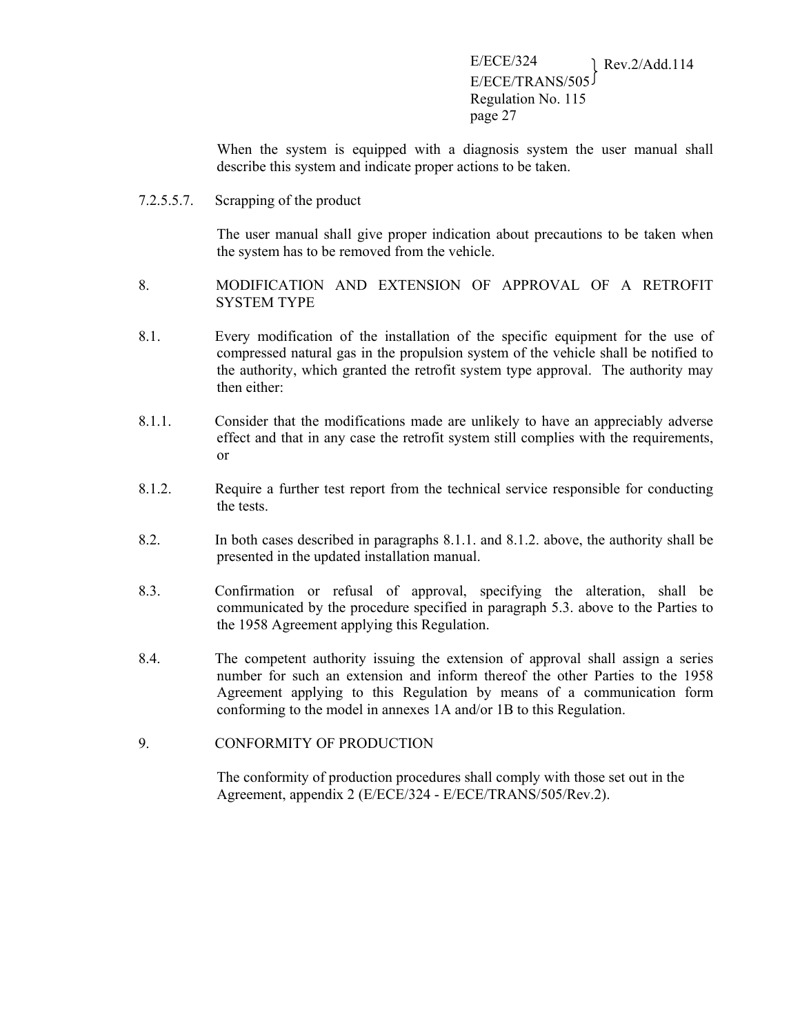When the system is equipped with a diagnosis system the user manual shall describe this system and indicate proper actions to be taken.

7.2.5.5.7. Scrapping of the product

The user manual shall give proper indication about precautions to be taken when the system has to be removed from the vehicle.

## 8. MODIFICATION AND EXTENSION OF APPROVAL OF A RETROFIT SYSTEM TYPE

8.1. Every modification of the installation of the specific equipment for the use of compressed natural gas in the propulsion system of the vehicle shall be notified to the authority, which granted the retrofit system type approval. The authority may then either:

8.1.1. Consider that the modifications made are unlikely to have an appreciably adverse effect and that in any case the retrofit system still complies with the requirements, or

8.1.2. Require a further test report from the technical service responsible for conducting the tests.

8.2. In both cases described in paragraphs 8.1.1. and 8.1.2. above, the authority shall be presented in the updated installation manual.

8.3. Confirmation or refusal of approval, specifying the alteration, shall be communicated by the procedure specified in paragraph 5.3. above to the Parties to the 1958 Agreement applying this Regulation.

8.4. The competent authority issuing the extension of approval shall assign a series number for such an extension and inform thereof the other Parties to the 1958 Agreement applying to this Regulation by means of a communication form conforming to the model in annexes 1A and/or 1B to this Regulation.

## 9. CONFORMITY OF PRODUCTION

The conformity of production procedures shall comply with those set out in the Agreement, appendix 2 (E/ECE/324 - E/ECE/TRANS/505/Rev.2).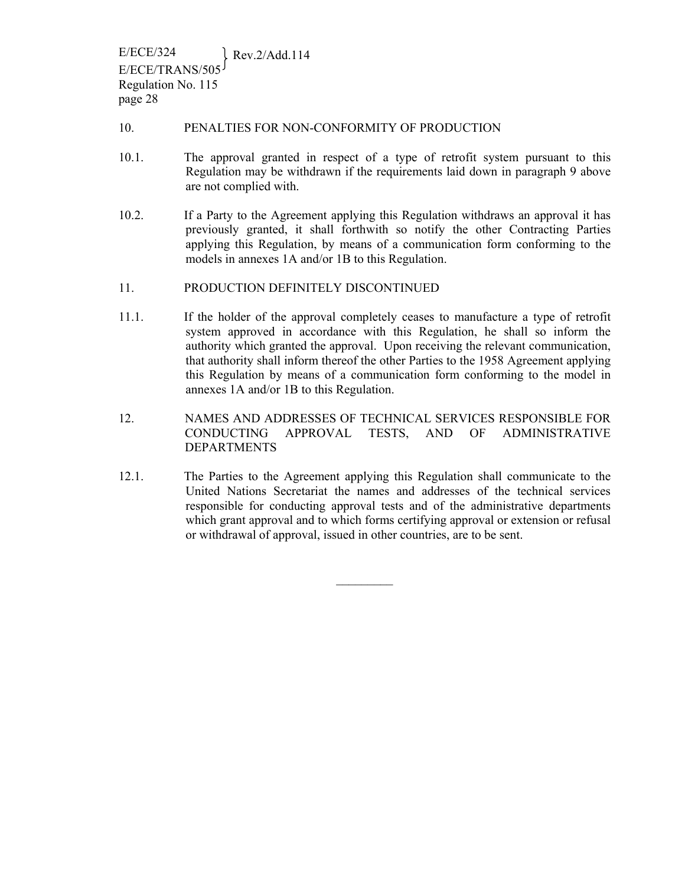## 10. PENALTIES FOR NON-CONFORMITY OF PRODUCTION

10.1. The approval granted in respect of a type of retrofit system pursuant to this Regulation may be withdrawn if the requirements laid down in paragraph 9 above are not complied with.

10.2. If a Party to the Agreement applying this Regulation withdraws an approval it has previously granted, it shall forthwith so notify the other Contracting Parties applying this Regulation, by means of a communication form conforming to the models in annexes 1A and/or 1B to this Regulation.

## 11. PRODUCTION DEFINITELY DISCONTINUED

11.1. If the holder of the approval completely ceases to manufacture a type of retrofit system approved in accordance with this Regulation, he shall so inform the authority which granted the approval. Upon receiving the relevant communication, that authority shall inform thereof the other Parties to the 1958 Agreement applying this Regulation by means of a communication form conforming to the model in annexes 1A and/or 1B to this Regulation.

## 12. NAMES AND ADDRESSES OF TECHNICAL SERVICES RESPONSIBLE FOR CONDUCTING APPROVAL TESTS, AND OF ADMINISTRATIVE DEPARTMENTS

12.1. The Parties to the Agreement applying this Regulation shall communicate to the United Nations Secretariat the names and addresses of the technical services responsible for conducting approval tests and of the administrative departments which grant approval and to which forms certifying approval or extension or refusal or withdrawal of approval, issued in other countries, are to be sent.

\_\_\_\_\_\_\_\_\_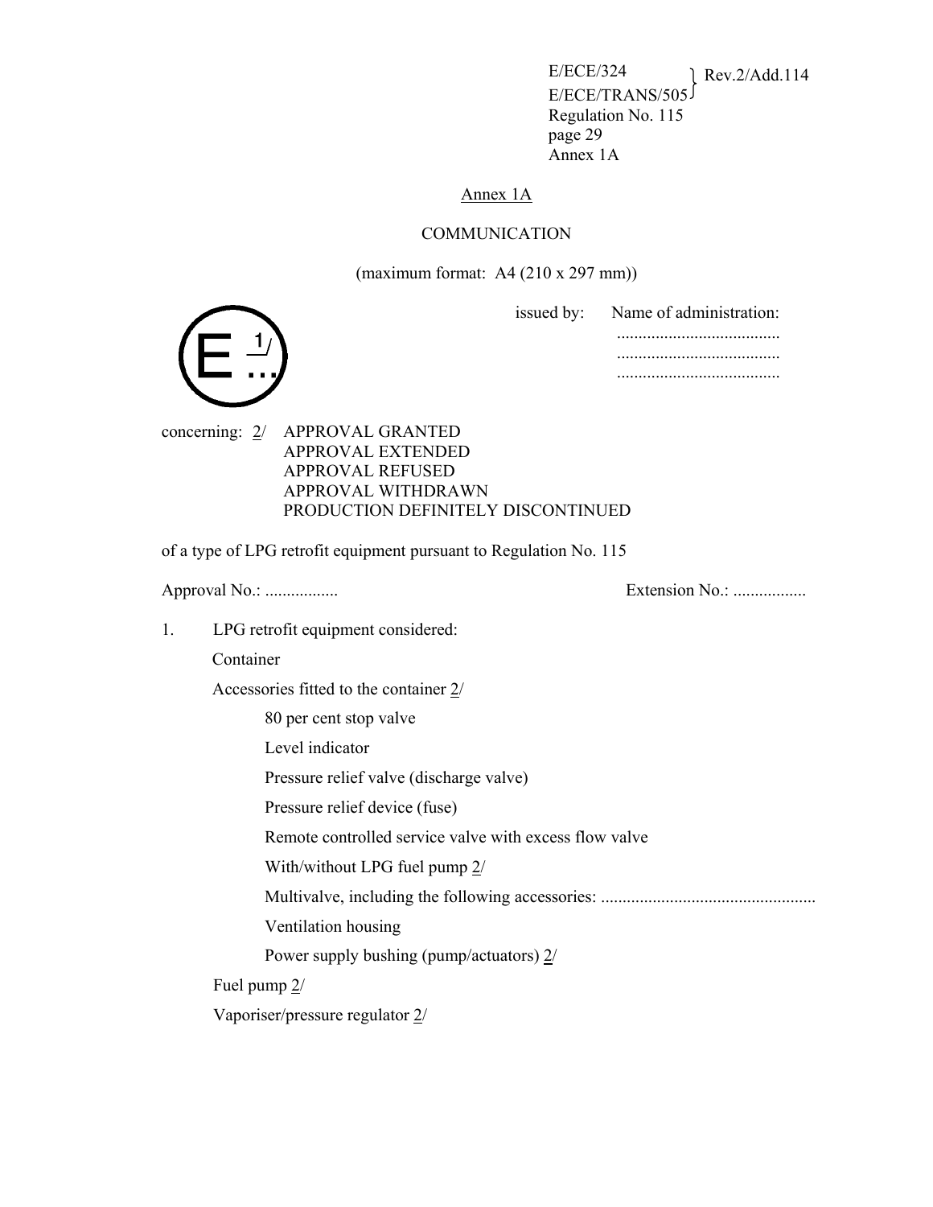## Annex 1A

COMMUNICATION

(maximum format: A4 (210 x 297 mm))

E 1/ ...

issued by: Name of administration:
......................................
......................................
......................................

concerning: 2/ APPROVAL GRANTED
APPROVAL EXTENDED
APPROVAL REFUSED
APPROVAL WITHDRAWN
PRODUCTION DEFINITELY DISCONTINUED

of a type of LPG retrofit equipment pursuant to Regulation No. 115

Approval No.: ................. Extension No.: .................

1. LPG retrofit equipment considered:

   Container

   Accessories fitted to the container 2/

      80 per cent stop valve

      Level indicator

      Pressure relief valve (discharge valve)

      Pressure relief device (fuse)

      Remote controlled service valve with excess flow valve

      With/without LPG fuel pump 2/

      Multivalve, including the following accessories: .................................................

      Ventilation housing

      Power supply bushing (pump/actuators) 2/

   Fuel pump 2/

   Vaporiser/pressure regulator 2/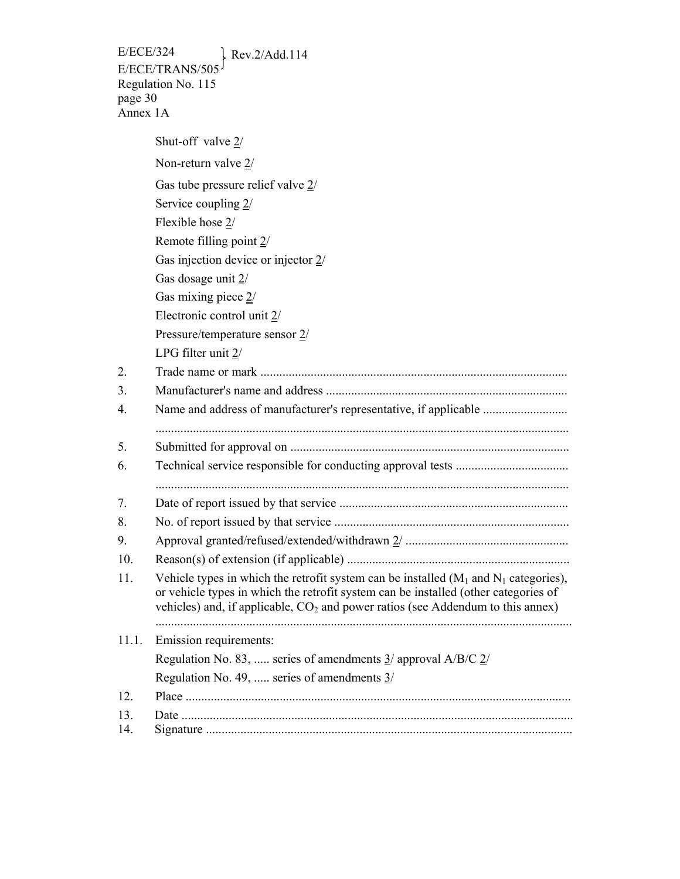Shut-off valve 2/

Non-return valve 2/

Gas tube pressure relief valve 2/

Service coupling 2/

Flexible hose 2/

Remote filling point 2/

Gas injection device or injector 2/

Gas dosage unit 2/

Gas mixing piece 2/

Electronic control unit 2/

Pressure/temperature sensor 2/

LPG filter unit 2/

2. Trade name or mark ..................................................................................................

3. Manufacturer's name and address ..............................................................................

4. Name and address of manufacturer's representative, if applicable ...........................

...................................................................................................................................

5. Submitted for approval on .........................................................................................

6. Technical service responsible for conducting approval tests ....................................

...................................................................................................................................

7. Date of report issued by that service .........................................................................

8. No. of report issued by that service ...........................................................................

9. Approval granted/refused/extended/withdrawn 2/ ....................................................

10. Reason(s) of extension (if applicable) .......................................................................

11. Vehicle types in which the retrofit system can be installed ($M_1$ and $N_1$ categories), or vehicle types in which the retrofit system can be installed (other categories of vehicles) and, if applicable, $CO_2$ and power ratios (see Addendum to this annex)

...................................................................................................................................

11.1. Emission requirements:

Regulation No. 83, ..... series of amendments 3/ approval A/B/C 2/

Regulation No. 49, ..... series of amendments 3/

12. Place ...........................................................................................................................

13. Date ............................................................................................................................

14. Signature ....................................................................................................................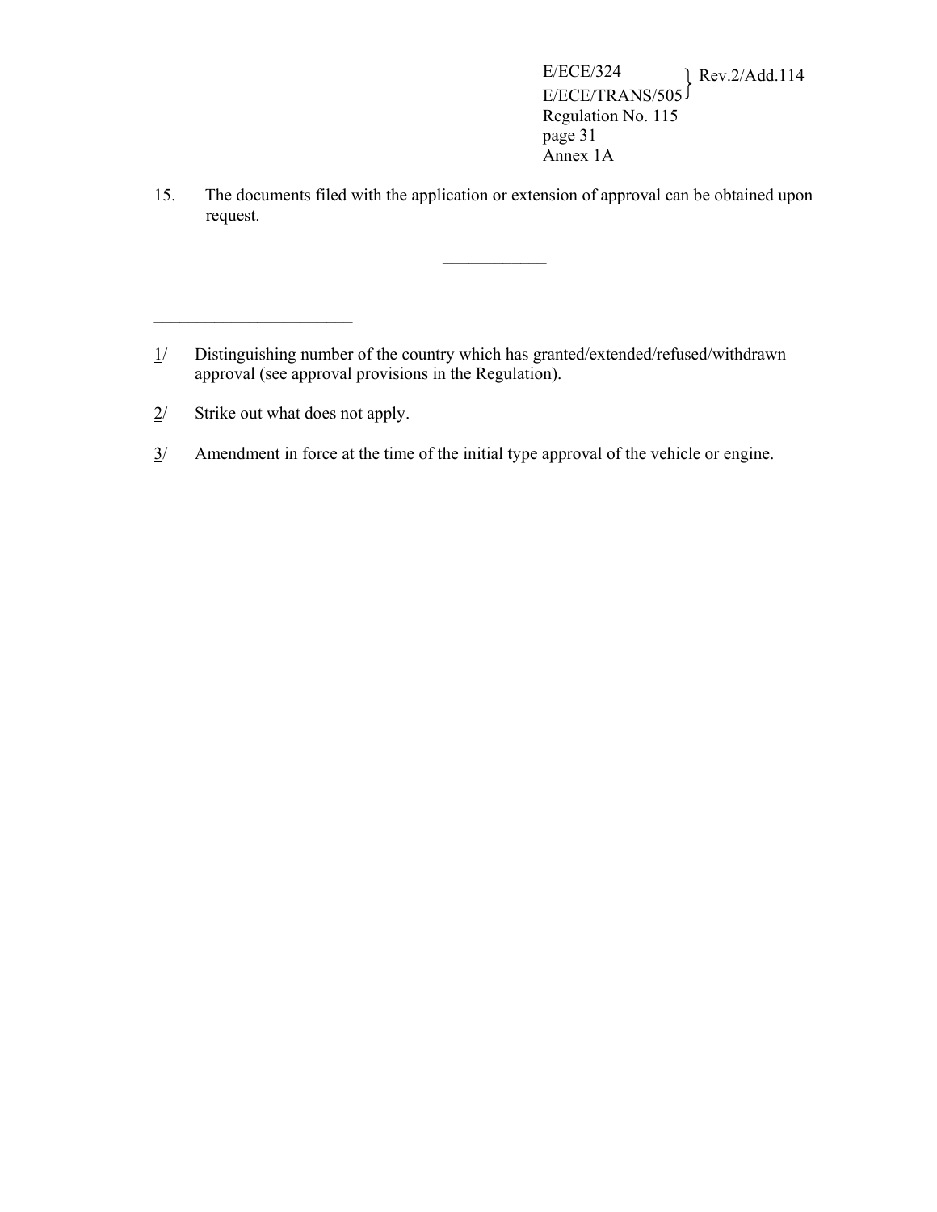15. The documents filed with the application or extension of approval can be obtained upon request.

\_\_\_\_\_\_\_\_\_\_\_\_

---

1/ Distinguishing number of the country which has granted/extended/refused/withdrawn approval (see approval provisions in the Regulation).

2/ Strike out what does not apply.

3/ Amendment in force at the time of the initial type approval of the vehicle or engine.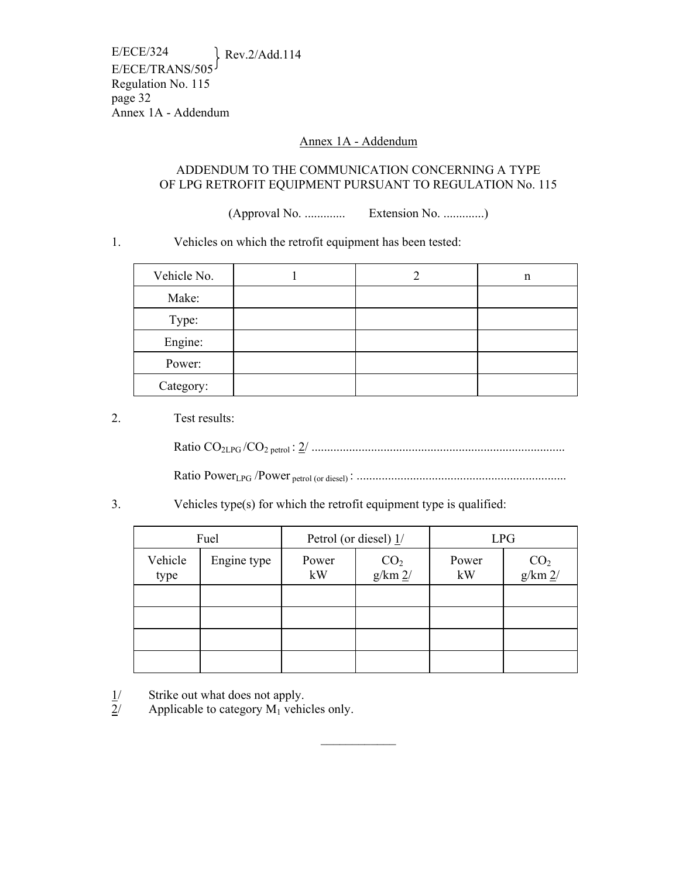## Annex 1A - Addendum

ADDENDUM TO THE COMMUNICATION CONCERNING A TYPE OF LPG RETROFIT EQUIPMENT PURSUANT TO REGULATION No. 115

(Approval No. ............. Extension No. .............)

1. Vehicles on which the retrofit equipment has been tested:

| Vehicle No. | 1 | 2 | n |
|---|---|---|---|
| Make: | | | |
| Type: | | | |
| Engine: | | | |
| Power: | | | |
| Category: | | | |

2. Test results:

Ratio $CO_{2LPG}$ /$CO_{2\ petrol}$ : 2/ ................................................................................

Ratio $Power_{LPG}$ /$Power_{petrol\ (or\ diesel)}$ : ...................................................................

3. Vehicles type(s) for which the retrofit equipment type is qualified:

| Fuel | | Petrol (or diesel) 1/ | | LPG | |
|---|---|---|---|---|---|
| Vehicle type | Engine type | Power kW | $CO_2$ g/km 2/ | Power kW | $CO_2$ g/km 2/ |
| | | | | | |
| | | | | | |
| | | | | | |
| | | | | | |

1/ Strike out what does not apply.

2/ Applicable to category $M_1$ vehicles only.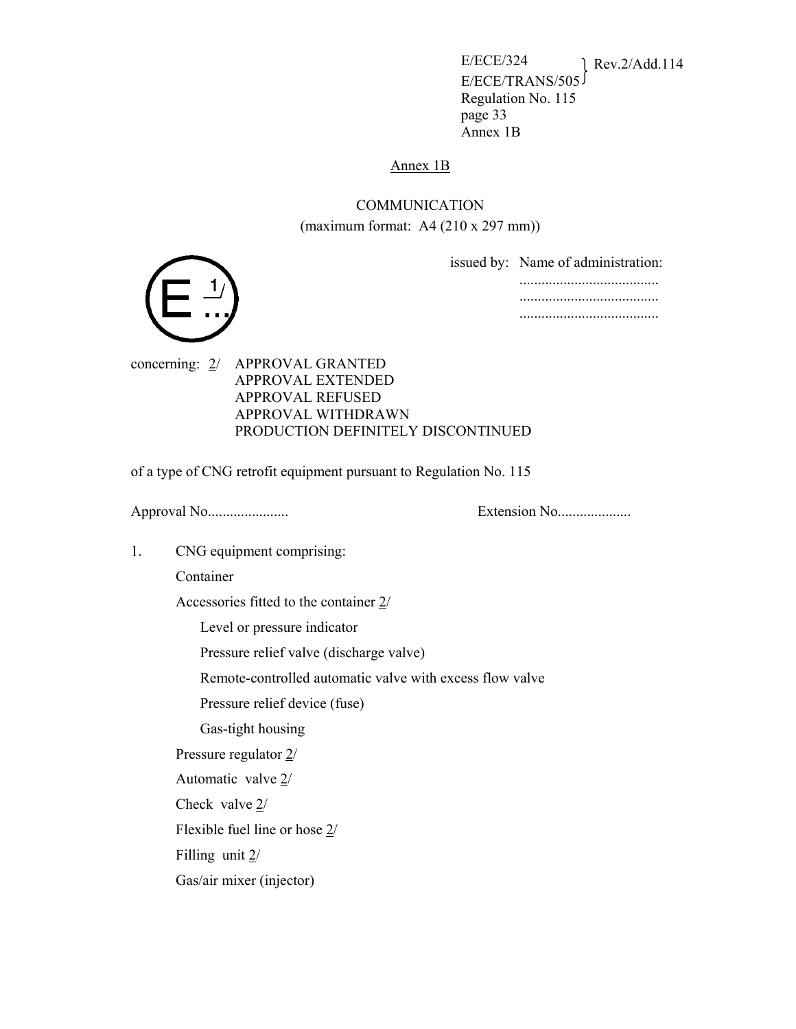## Annex 1B

COMMUNICATION
(maximum format: A4 (210 x 297 mm))

E 1/ ...

issued by: Name of administration:
......................................
......................................
......................................

concerning: 2/ APPROVAL GRANTED
APPROVAL EXTENDED
APPROVAL REFUSED
APPROVAL WITHDRAWN
PRODUCTION DEFINITELY DISCONTINUED

of a type of CNG retrofit equipment pursuant to Regulation No. 115

Approval No...................... Extension No....................

1. CNG equipment comprising:

Container

Accessories fitted to the container 2/

Level or pressure indicator

Pressure relief valve (discharge valve)

Remote-controlled automatic valve with excess flow valve

Pressure relief device (fuse)

Gas-tight housing

Pressure regulator 2/

Automatic valve 2/

Check valve 2/

Flexible fuel line or hose 2/

Filling unit 2/

Gas/air mixer (injector)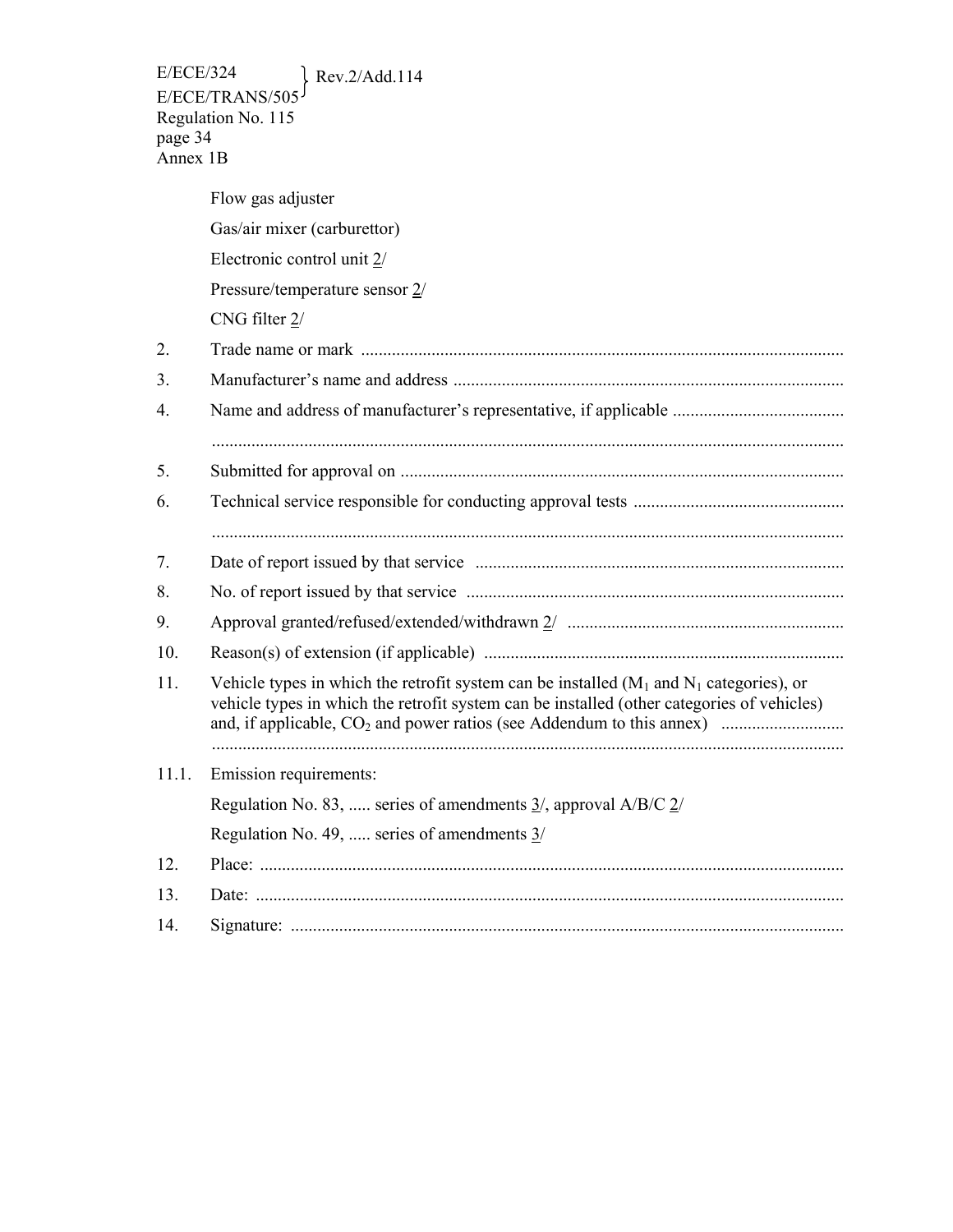Flow gas adjuster

Gas/air mixer (carburettor)

Electronic control unit 2/

Pressure/temperature sensor 2/

CNG filter 2/

2. Trade name or mark ..........................................................................................................

3. Manufacturer's name and address ......................................................................................

4. Name and address of manufacturer's representative, if applicable ......................................

..............................................................................................................................................

5. Submitted for approval on ...................................................................................................

6. Technical service responsible for conducting approval tests ...............................................

..............................................................................................................................................

7. Date of report issued by that service ..................................................................................

8. No. of report issued by that service ....................................................................................

9. Approval granted/refused/extended/withdrawn 2/ ..............................................................

10. Reason(s) of extension (if applicable) ................................................................................

11. Vehicle types in which the retrofit system can be installed ($M_1$ and $N_1$ categories), or vehicle types in which the retrofit system can be installed (other categories of vehicles) and, if applicable, $CO_2$ and power ratios (see Addendum to this annex) ...........................

..............................................................................................................................................

11.1. Emission requirements:

Regulation No. 83, ..... series of amendments 3/, approval A/B/C 2/

Regulation No. 49, ..... series of amendments 3/

12. Place: ...................................................................................................................................

13. Date: ....................................................................................................................................

14. Signature: ............................................................................................................................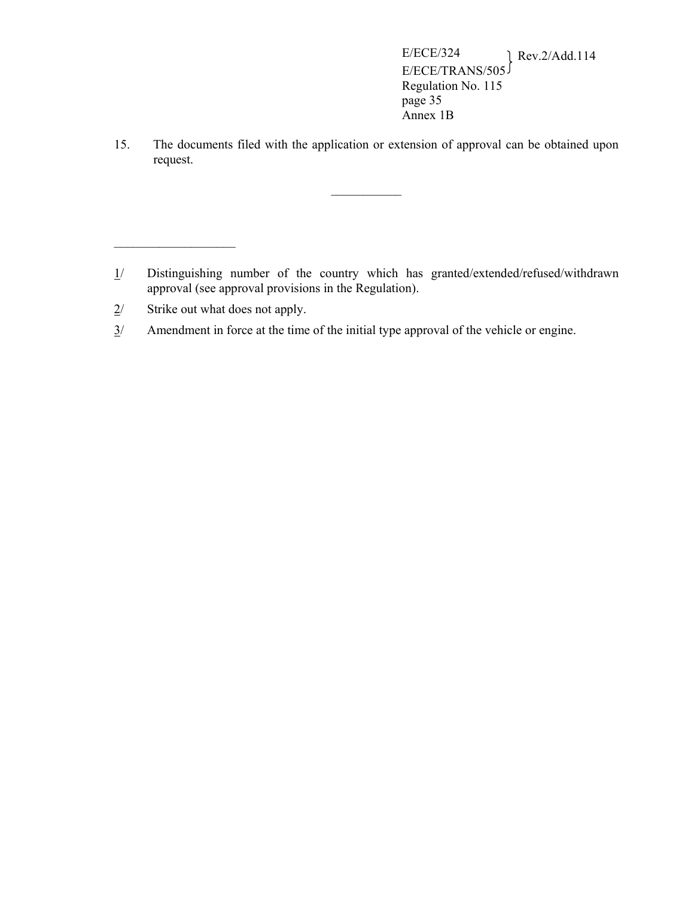15. The documents filed with the application or extension of approval can be obtained upon request.

___________

___________________

1/ Distinguishing number of the country which has granted/extended/refused/withdrawn approval (see approval provisions in the Regulation).

2/ Strike out what does not apply.

3/ Amendment in force at the time of the initial type approval of the vehicle or engine.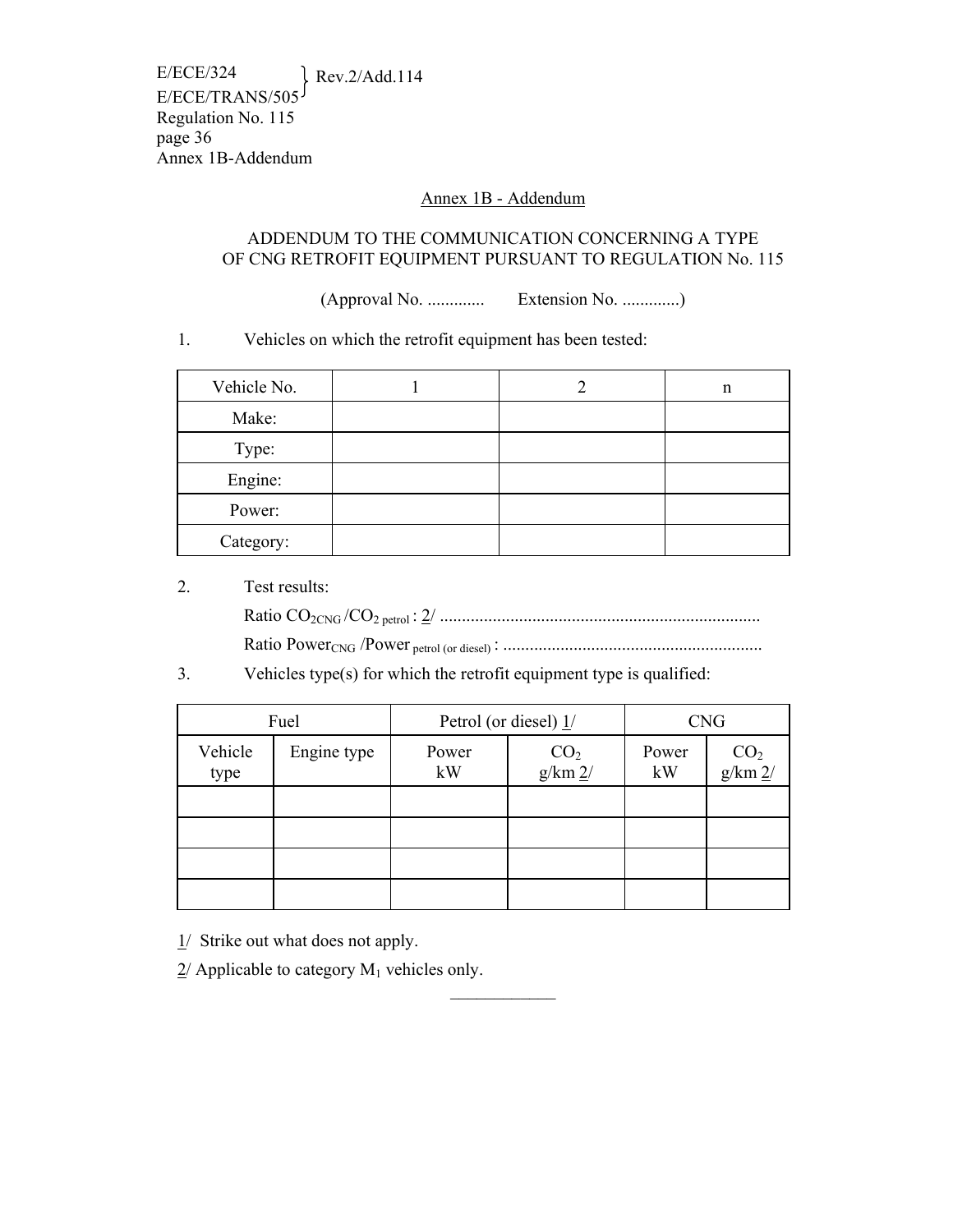## Annex 1B - Addendum

ADDENDUM TO THE COMMUNICATION CONCERNING A TYPE OF CNG RETROFIT EQUIPMENT PURSUANT TO REGULATION No. 115

(Approval No. ............. Extension No. .............)

1. Vehicles on which the retrofit equipment has been tested:

| Vehicle No. | 1 | 2 | n |
|---|---|---|---|
| Make: | | | |
| Type: | | | |
| Engine: | | | |
| Power: | | | |
| Category: | | | |

2. Test results:

   Ratio $CO_{2CNG}$ /$CO_{2\ petrol}$ : 2/ ........................................................................

   Ratio $Power_{CNG}$ /$Power_{\ petrol\ (or\ diesel)}$ : ..........................................................

3. Vehicles type(s) for which the retrofit equipment type is qualified:

| Fuel | | Petrol (or diesel) 1/ | | CNG | |
|---|---|---|---|---|---|
| Vehicle type | Engine type | Power kW | $CO_2$ g/km 2/ | Power kW | $CO_2$ g/km 2/ |
| | | | | | |
| | | | | | |
| | | | | | |
| | | | | | |

1/ Strike out what does not apply.

2/ Applicable to category $M_1$ vehicles only.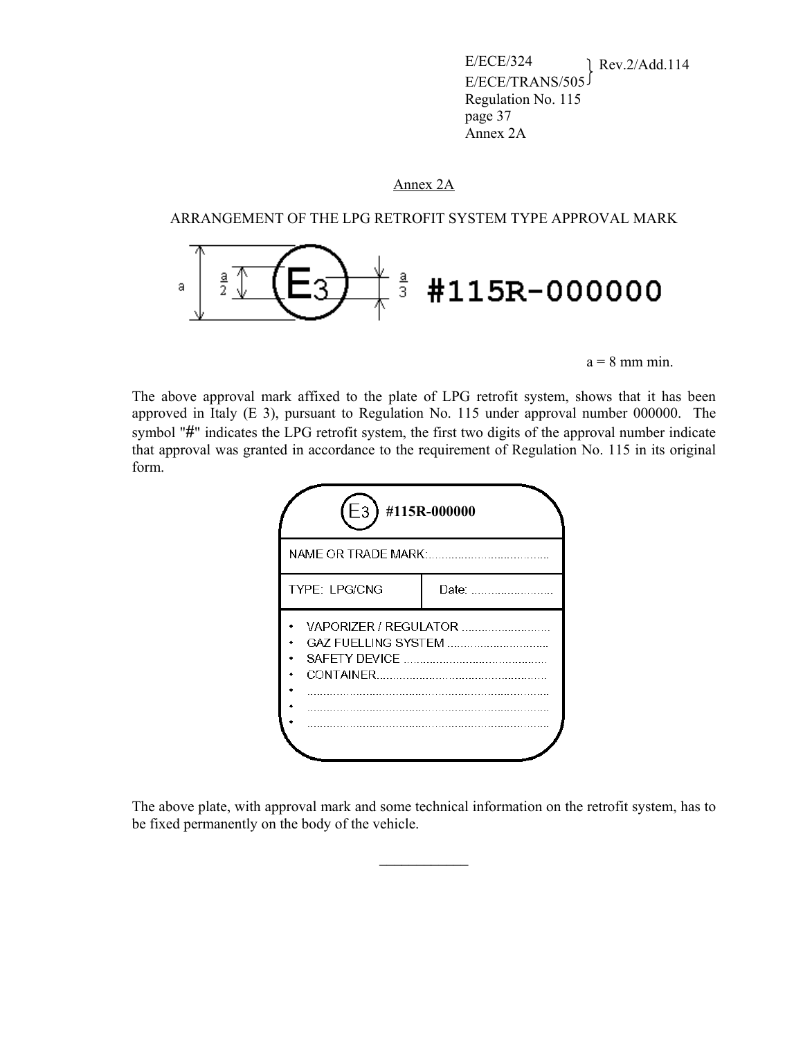## Annex 2A

### ARRANGEMENT OF THE LPG RETROFIT SYSTEM TYPE APPROVAL MARK

(E3) #115R-000000

a = 8 mm min.

The above approval mark affixed to the plate of LPG retrofit system, shows that it has been approved in Italy (E 3), pursuant to Regulation No. 115 under approval number 000000. The symbol "#" indicates the LPG retrofit system, the first two digits of the approval number indicate that approval was granted in accordance to the requirement of Regulation No. 115 in its original form.

| (E3) #115R-000000 | |
|---|---|
| NAME OR TRADE MARK:...................................... | |
| TYPE: LPG/CNG | Date: ......................... |
| • VAPORIZER / REGULATOR ............................<br>• GAZ FUELLING SYSTEM ...............................<br>• SAFETY DEVICE ............................................<br>• CONTAINER....................................................<br>• .......................................................................<br>• .......................................................................<br>• ....................................................................... | |

The above plate, with approval mark and some technical information on the retrofit system, has to be fixed permanently on the body of the vehicle.

____________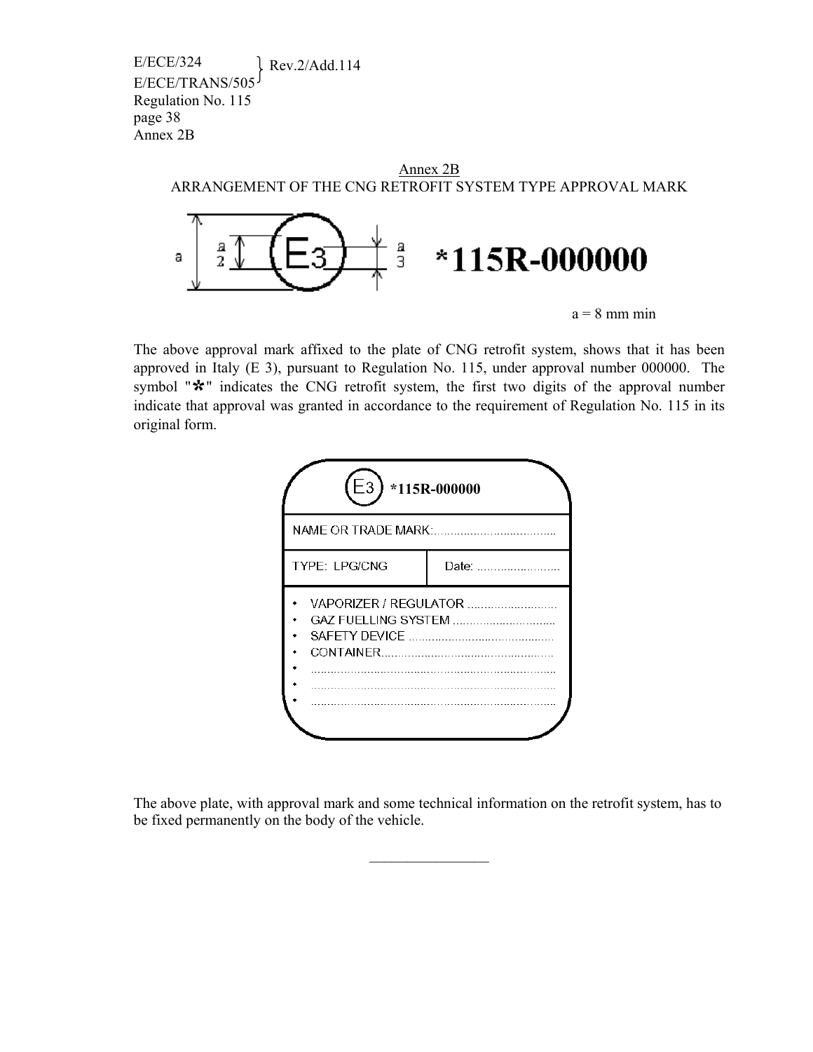Annex 2B

## ARRANGEMENT OF THE CNG RETROFIT SYSTEM TYPE APPROVAL MARK

E3 *115R-000000

a = 8 mm min

The above approval mark affixed to the plate of CNG retrofit system, shows that it has been approved in Italy (E 3), pursuant to Regulation No. 115, under approval number 000000. The symbol "*" indicates the CNG retrofit system, the first two digits of the approval number indicate that approval was granted in accordance to the requirement of Regulation No. 115 in its original form.

E3 *115R-000000

NAME OR TRADE MARK:.....................................

TYPE: LPG/CNG | Date: .........................

- VAPORIZER / REGULATOR ...........................
- GAZ FUELLING SYSTEM ..............................
- SAFETY DEVICE ..........................................
- CONTAINER..................................................
- ....................................................................
- ....................................................................
- ....................................................................

The above plate, with approval mark and some technical information on the retrofit system, has to be fixed permanently on the body of the vehicle.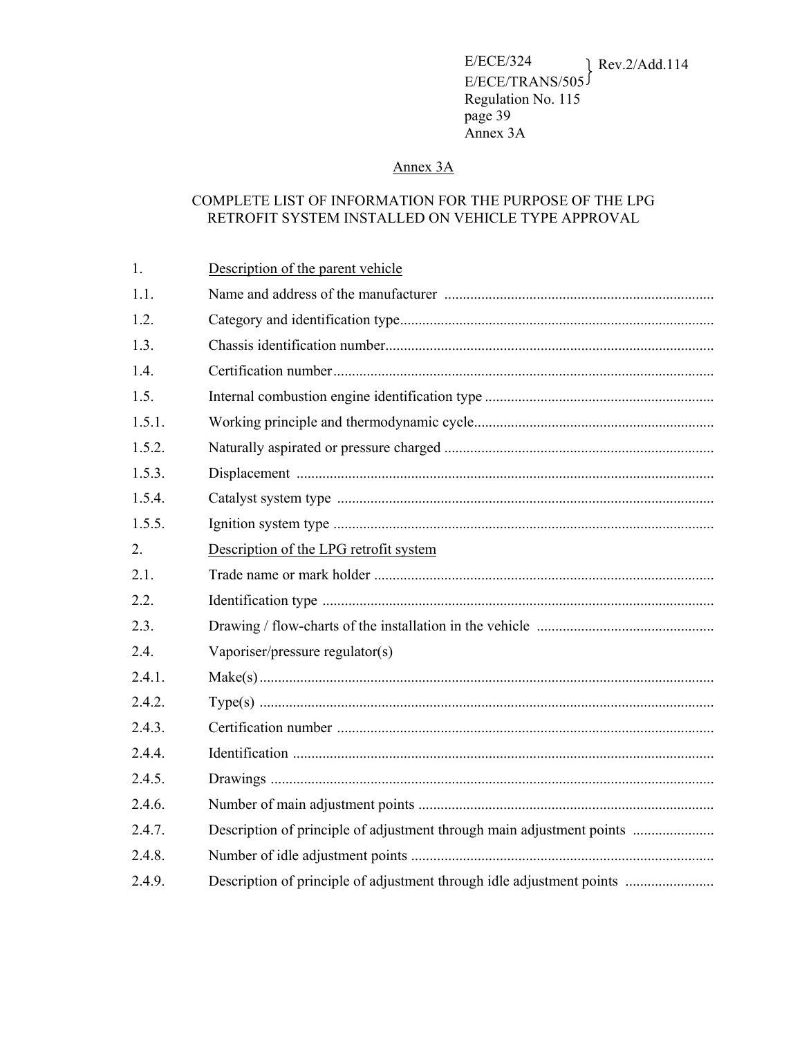## Annex 3A

### COMPLETE LIST OF INFORMATION FOR THE PURPOSE OF THE LPG RETROFIT SYSTEM INSTALLED ON VEHICLE TYPE APPROVAL

1. Description of the parent vehicle

1.1. Name and address of the manufacturer ........................................................................

1.2. Category and identification type...................................................................................

1.3. Chassis identification number.......................................................................................

1.4. Certification number......................................................................................................

1.5. Internal combustion engine identification type .............................................................

1.5.1. Working principle and thermodynamic cycle................................................................

1.5.2. Naturally aspirated or pressure charged ........................................................................

1.5.3. Displacement ................................................................................................................

1.5.4. Catalyst system type .....................................................................................................

1.5.5. Ignition system type ......................................................................................................

2. Description of the LPG retrofit system

2.1. Trade name or mark holder ...........................................................................................

2.2. Identification type .........................................................................................................

2.3. Drawing / flow-charts of the installation in the vehicle ................................................

2.4. Vaporiser/pressure regulator(s)

2.4.1. Make(s)..........................................................................................................................

2.4.2. Type(s) ..........................................................................................................................

2.4.3. Certification number .....................................................................................................

2.4.4. Identification .................................................................................................................

2.4.5. Drawings .......................................................................................................................

2.4.6. Number of main adjustment points ...............................................................................

2.4.7. Description of principle of adjustment through main adjustment points ......................

2.4.8. Number of idle adjustment points .................................................................................

2.4.9. Description of principle of adjustment through idle adjustment points ........................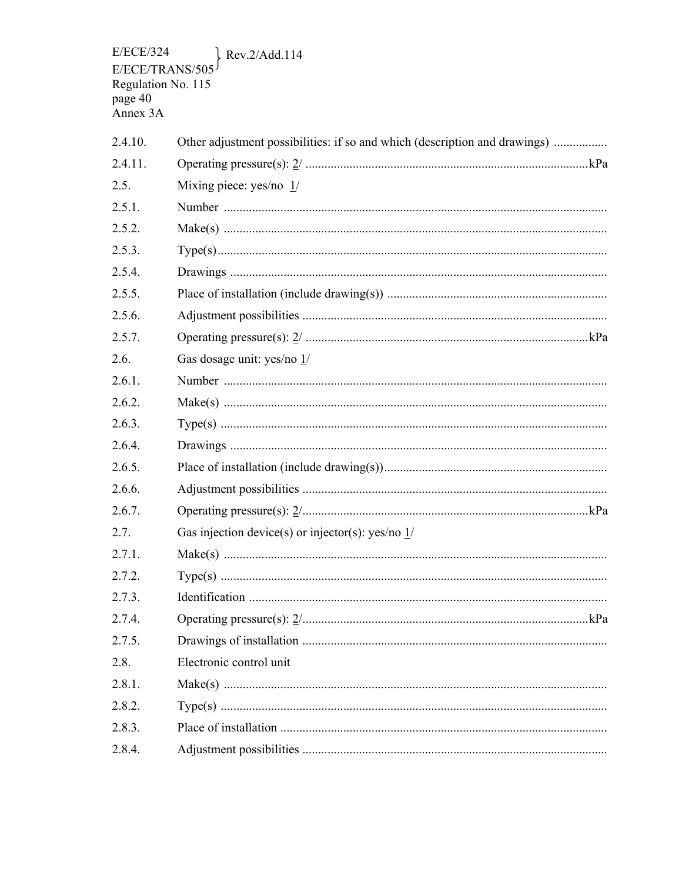2.4.10. Other adjustment possibilities: if so and which (description and drawings) .................

2.4.11. Operating pressure(s): 2/ .........................................................................................kPa

2.5. Mixing piece: yes/no 1/

2.5.1. Number ........................................................................................................................

2.5.2. Make(s) ........................................................................................................................

2.5.3. Type(s)..........................................................................................................................

2.5.4. Drawings ......................................................................................................................

2.5.5. Place of installation (include drawing(s)) .....................................................................

2.5.6. Adjustment possibilities ...............................................................................................

2.5.7. Operating pressure(s): 2/ .........................................................................................kPa

2.6. Gas dosage unit: yes/no 1/

2.6.1. Number ........................................................................................................................

2.6.2. Make(s) ........................................................................................................................

2.6.3. Type(s) .........................................................................................................................

2.6.4. Drawings ......................................................................................................................

2.6.5. Place of installation (include drawing(s)).....................................................................

2.6.6. Adjustment possibilities ...............................................................................................

2.6.7. Operating pressure(s): 2/..........................................................................................kPa

2.7. Gas injection device(s) or injector(s): yes/no 1/

2.7.1. Make(s) ........................................................................................................................

2.7.2. Type(s) .........................................................................................................................

2.7.3. Identification ................................................................................................................

2.7.4. Operating pressure(s): 2/..........................................................................................kPa

2.7.5. Drawings of installation ...............................................................................................

2.8. Electronic control unit

2.8.1. Make(s) ........................................................................................................................

2.8.2. Type(s) .........................................................................................................................

2.8.3. Place of installation ......................................................................................................

2.8.4. Adjustment possibilities ...............................................................................................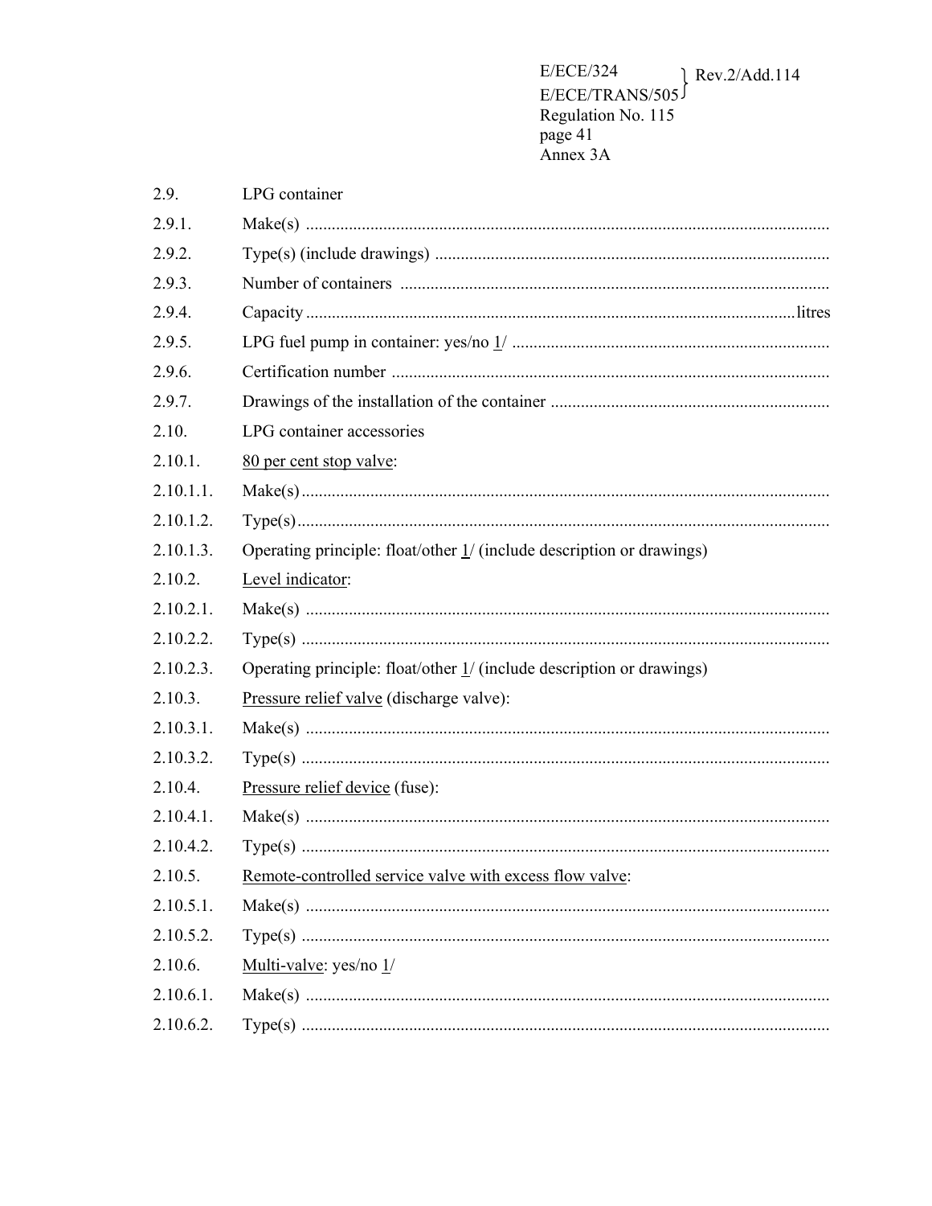2.9. LPG container

2.9.1. Make(s) ..........................................................................................................................

2.9.2. Type(s) (include drawings) ............................................................................................

2.9.3. Number of containers ....................................................................................................

2.9.4. Capacity ..................................................................................................................litres

2.9.5. LPG fuel pump in container: yes/no 1/ ..........................................................................

2.9.6. Certification number ......................................................................................................

2.9.7. Drawings of the installation of the container .................................................................

2.10. LPG container accessories

2.10.1. 80 per cent stop valve:

2.10.1.1. Make(s) ..........................................................................................................................

2.10.1.2. Type(s) ...........................................................................................................................

2.10.1.3. Operating principle: float/other 1/ (include description or drawings)

2.10.2. Level indicator:

2.10.2.1. Make(s) ..........................................................................................................................

2.10.2.2. Type(s) ...........................................................................................................................

2.10.2.3. Operating principle: float/other 1/ (include description or drawings)

2.10.3. Pressure relief valve (discharge valve):

2.10.3.1. Make(s) ..........................................................................................................................

2.10.3.2. Type(s) ...........................................................................................................................

2.10.4. Pressure relief device (fuse):

2.10.4.1. Make(s) ..........................................................................................................................

2.10.4.2. Type(s) ...........................................................................................................................

2.10.5. Remote-controlled service valve with excess flow valve:

2.10.5.1. Make(s) ..........................................................................................................................

2.10.5.2. Type(s) ...........................................................................................................................

2.10.6. Multi-valve: yes/no 1/

2.10.6.1. Make(s) ..........................................................................................................................

2.10.6.2. Type(s) ...........................................................................................................................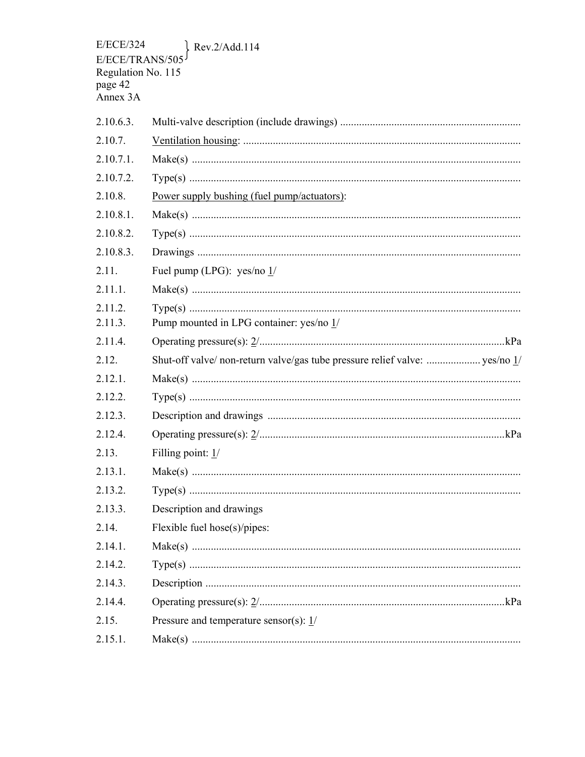2.10.6.3. Multi-valve description (include drawings) ...................................................................

2.10.7. <u>Ventilation housing</u>: ..........................................................................................................

2.10.7.1. Make(s) ..........................................................................................................................

2.10.7.2. Type(s) ..........................................................................................................................

2.10.8. <u>Power supply bushing (fuel pump/actuators)</u>:

2.10.8.1. Make(s) ..........................................................................................................................

2.10.8.2. Type(s) ..........................................................................................................................

2.10.8.3. Drawings .......................................................................................................................

2.11. Fuel pump (LPG): yes/no <u>1</u>/

2.11.1. Make(s) ..........................................................................................................................

2.11.2. Type(s) ..........................................................................................................................

2.11.3. Pump mounted in LPG container: yes/no <u>1</u>/

2.11.4. Operating pressure(s): <u>2</u>/...........................................................................................kPa

2.12. Shut-off valve/ non-return valve/gas tube pressure relief valve: .................... yes/no <u>1</u>/

2.12.1. Make(s) ..........................................................................................................................

2.12.2. Type(s) ..........................................................................................................................

2.12.3. Description and drawings .............................................................................................

2.12.4. Operating pressure(s): <u>2</u>/...........................................................................................kPa

2.13. Filling point: <u>1</u>/

2.13.1. Make(s) ..........................................................................................................................

2.13.2. Type(s) ..........................................................................................................................

2.13.3. Description and drawings

2.14. Flexible fuel hose(s)/pipes:

2.14.1. Make(s) ..........................................................................................................................

2.14.2. Type(s) ..........................................................................................................................

2.14.3. Description ....................................................................................................................

2.14.4. Operating pressure(s): <u>2</u>/...........................................................................................kPa

2.15. Pressure and temperature sensor(s): <u>1</u>/

2.15.1. Make(s) ..........................................................................................................................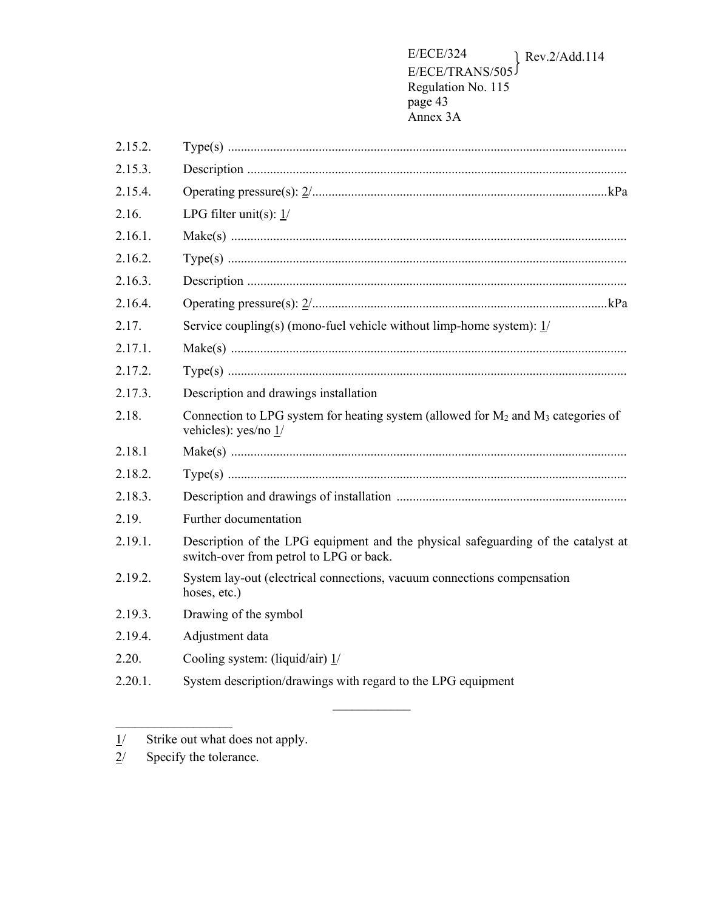2.15.2. Type(s) ..........................................................................................................................

2.15.3. Description ....................................................................................................................

2.15.4. Operating pressure(s): 2/...........................................................................................kPa

2.16. LPG filter unit(s): 1/

2.16.1. Make(s) .........................................................................................................................

2.16.2. Type(s) ..........................................................................................................................

2.16.3. Description ....................................................................................................................

2.16.4. Operating pressure(s): 2/...........................................................................................kPa

2.17. Service coupling(s) (mono-fuel vehicle without limp-home system): 1/

2.17.1. Make(s) .........................................................................................................................

2.17.2. Type(s) ..........................................................................................................................

2.17.3. Description and drawings installation

2.18. Connection to LPG system for heating system (allowed for $M_2$ and $M_3$ categories of vehicles): yes/no 1/

2.18.1 Make(s) .........................................................................................................................

2.18.2. Type(s) ..........................................................................................................................

2.18.3. Description and drawings of installation .......................................................................

2.19. Further documentation

2.19.1. Description of the LPG equipment and the physical safeguarding of the catalyst at switch-over from petrol to LPG or back.

2.19.2. System lay-out (electrical connections, vacuum connections compensation hoses, etc.)

2.19.3. Drawing of the symbol

2.19.4. Adjustment data

2.20. Cooling system: (liquid/air) 1/

2.20.1. System description/drawings with regard to the LPG equipment

---

1/ Strike out what does not apply.

2/ Specify the tolerance.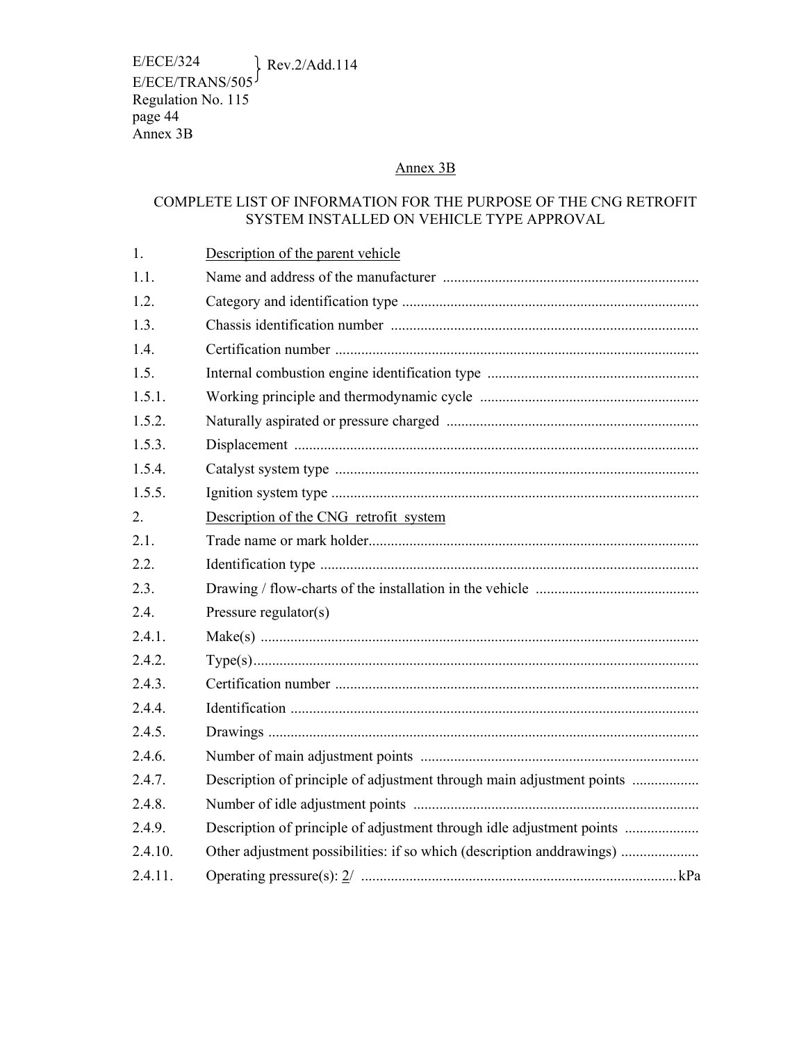## Annex 3B

### COMPLETE LIST OF INFORMATION FOR THE PURPOSE OF THE CNG RETROFIT SYSTEM INSTALLED ON VEHICLE TYPE APPROVAL

1. Description of the parent vehicle

1.1. Name and address of the manufacturer ....................................................................

1.2. Category and identification type ...............................................................................

1.3. Chassis identification number ..................................................................................

1.4. Certification number .................................................................................................

1.5. Internal combustion engine identification type ........................................................

1.5.1. Working principle and thermodynamic cycle ..........................................................

1.5.2. Naturally aspirated or pressure charged ...................................................................

1.5.3. Displacement ............................................................................................................

1.5.4. Catalyst system type .................................................................................................

1.5.5. Ignition system type ..................................................................................................

2. Description of the CNG retrofit system

2.1. Trade name or mark holder........................................................................................

2.2. Identification type .....................................................................................................

2.3. Drawing / flow-charts of the installation in the vehicle ............................................

2.4. Pressure regulator(s)

2.4.1. Make(s) .....................................................................................................................

2.4.2. Type(s).......................................................................................................................

2.4.3. Certification number .................................................................................................

2.4.4. Identification .............................................................................................................

2.4.5. Drawings ...................................................................................................................

2.4.6. Number of main adjustment points ..........................................................................

2.4.7. Description of principle of adjustment through main adjustment points ..................

2.4.8. Number of idle adjustment points ............................................................................

2.4.9. Description of principle of adjustment through idle adjustment points ....................

2.4.10. Other adjustment possibilities: if so which (description anddrawings) .....................

2.4.11. Operating pressure(s): 2/ .................................................................................... kPa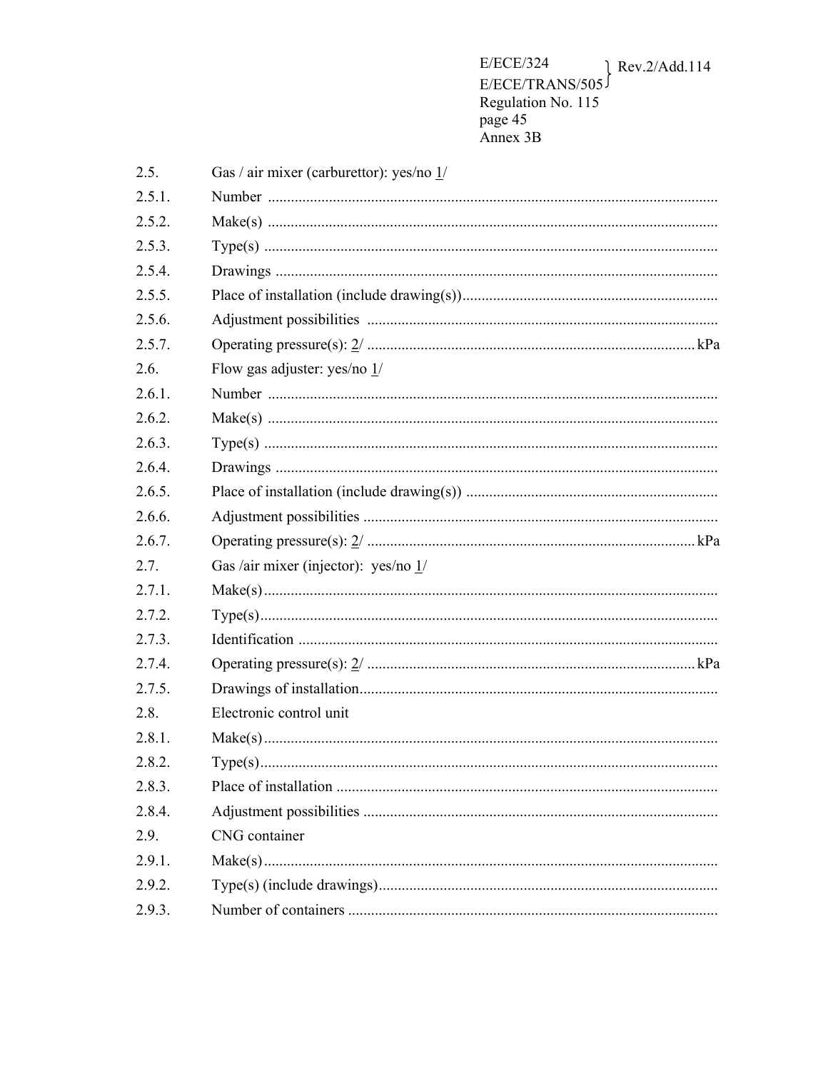2.5. Gas / air mixer (carburettor): yes/no 1/

2.5.1. Number ......................................................................................................................

2.5.2. Make(s) ......................................................................................................................

2.5.3. Type(s) ......................................................................................................................

2.5.4. Drawings ......................................................................................................................

2.5.5. Place of installation (include drawing(s))...................................................................

2.5.6. Adjustment possibilities ............................................................................................

2.5.7. Operating pressure(s): 2/ ..................................................................................... kPa

2.6. Flow gas adjuster: yes/no 1/

2.6.1. Number ......................................................................................................................

2.6.2. Make(s) ......................................................................................................................

2.6.3. Type(s) ......................................................................................................................

2.6.4. Drawings ......................................................................................................................

2.6.5. Place of installation (include drawing(s)) .................................................................

2.6.6. Adjustment possibilities ............................................................................................

2.6.7. Operating pressure(s): 2/ ..................................................................................... kPa

2.7. Gas /air mixer (injector): yes/no 1/

2.7.1. Make(s)......................................................................................................................

2.7.2. Type(s)......................................................................................................................

2.7.3. Identification .............................................................................................................

2.7.4. Operating pressure(s): 2/ ..................................................................................... kPa

2.7.5. Drawings of installation.............................................................................................

2.8. Electronic control unit

2.8.1. Make(s)......................................................................................................................

2.8.2. Type(s)......................................................................................................................

2.8.3. Place of installation ...................................................................................................

2.8.4. Adjustment possibilities ............................................................................................

2.9. CNG container

2.9.1. Make(s)......................................................................................................................

2.9.2. Type(s) (include drawings).........................................................................................

2.9.3. Number of containers ................................................................................................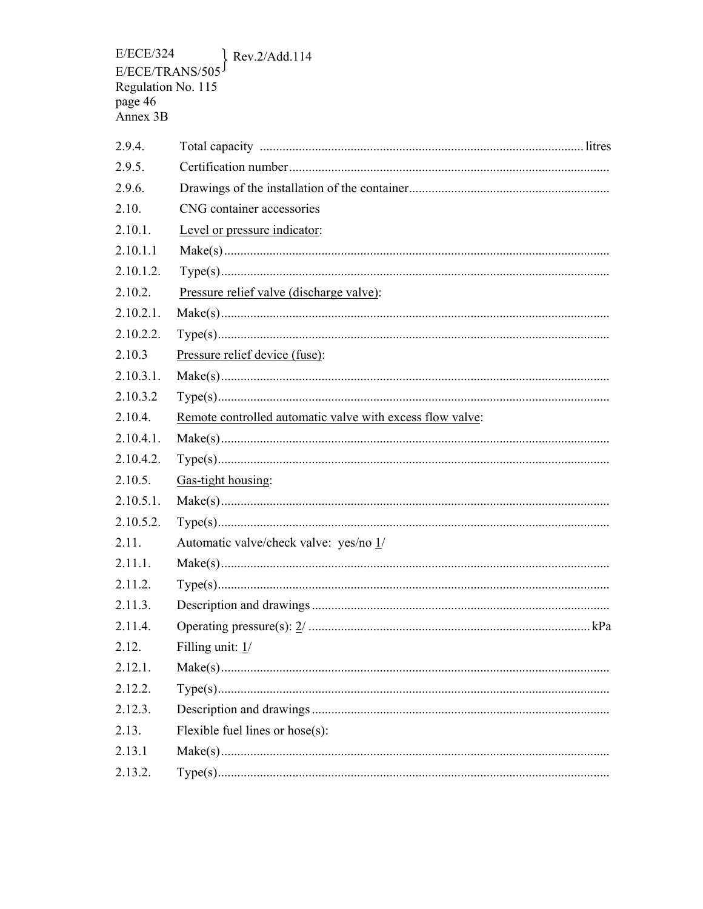2.9.4. Total capacity ................................................................................................ litres

2.9.5. Certification number ................................................................................................

2.9.6. Drawings of the installation of the container............................................................

2.10. CNG container accessories

2.10.1. Level or pressure indicator:

2.10.1.1 Make(s) ................................................................................................

2.10.1.2. Type(s) ................................................................................................

2.10.2. Pressure relief valve (discharge valve):

2.10.2.1. Make(s) ................................................................................................

2.10.2.2. Type(s) ................................................................................................

2.10.3 Pressure relief device (fuse):

2.10.3.1. Make(s) ................................................................................................

2.10.3.2 Type(s) ................................................................................................

2.10.4. Remote controlled automatic valve with excess flow valve:

2.10.4.1. Make(s) ................................................................................................

2.10.4.2. Type(s) ................................................................................................

2.10.5. Gas-tight housing:

2.10.5.1. Make(s) ................................................................................................

2.10.5.2. Type(s) ................................................................................................

2.11. Automatic valve/check valve: yes/no 1/

2.11.1. Make(s) ................................................................................................

2.11.2. Type(s) ................................................................................................

2.11.3. Description and drawings ................................................................................................

2.11.4. Operating pressure(s): 2/ ................................................................................................ kPa

2.12. Filling unit: 1/

2.12.1. Make(s) ................................................................................................

2.12.2. Type(s) ................................................................................................

2.12.3. Description and drawings ................................................................................................

2.13. Flexible fuel lines or hose(s):

2.13.1 Make(s) ................................................................................................

2.13.2. Type(s) ................................................................................................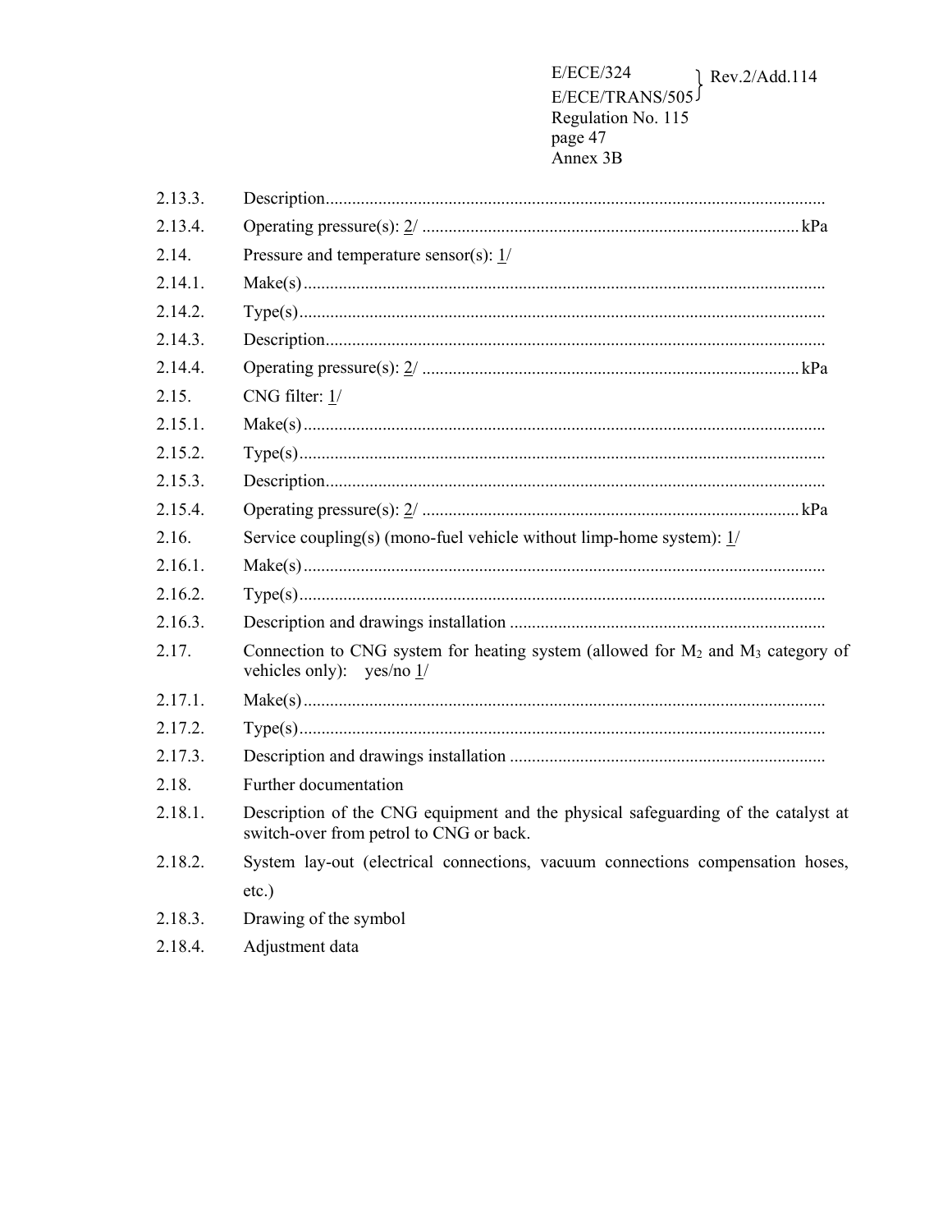2.13.3. Description...................................................................................................................

2.13.4. Operating pressure(s): 2/ ..................................................................................... kPa

2.14. Pressure and temperature sensor(s): 1/

2.14.1. Make(s)...................................................................................................................

2.14.2. Type(s)....................................................................................................................

2.14.3. Description...................................................................................................................

2.14.4. Operating pressure(s): 2/ ..................................................................................... kPa

2.15. CNG filter: 1/

2.15.1. Make(s)...................................................................................................................

2.15.2. Type(s)....................................................................................................................

2.15.3. Description...................................................................................................................

2.15.4. Operating pressure(s): 2/ ..................................................................................... kPa

2.16. Service coupling(s) (mono-fuel vehicle without limp-home system): 1/

2.16.1. Make(s)...................................................................................................................

2.16.2. Type(s)....................................................................................................................

2.16.3. Description and drawings installation .......................................................................

2.17. Connection to CNG system for heating system (allowed for $M_2$ and $M_3$ category of vehicles only): yes/no 1/

2.17.1. Make(s)...................................................................................................................

2.17.2. Type(s)....................................................................................................................

2.17.3. Description and drawings installation .......................................................................

2.18. Further documentation

2.18.1. Description of the CNG equipment and the physical safeguarding of the catalyst at switch-over from petrol to CNG or back.

2.18.2. System lay-out (electrical connections, vacuum connections compensation hoses, etc.)

2.18.3. Drawing of the symbol

2.18.4. Adjustment data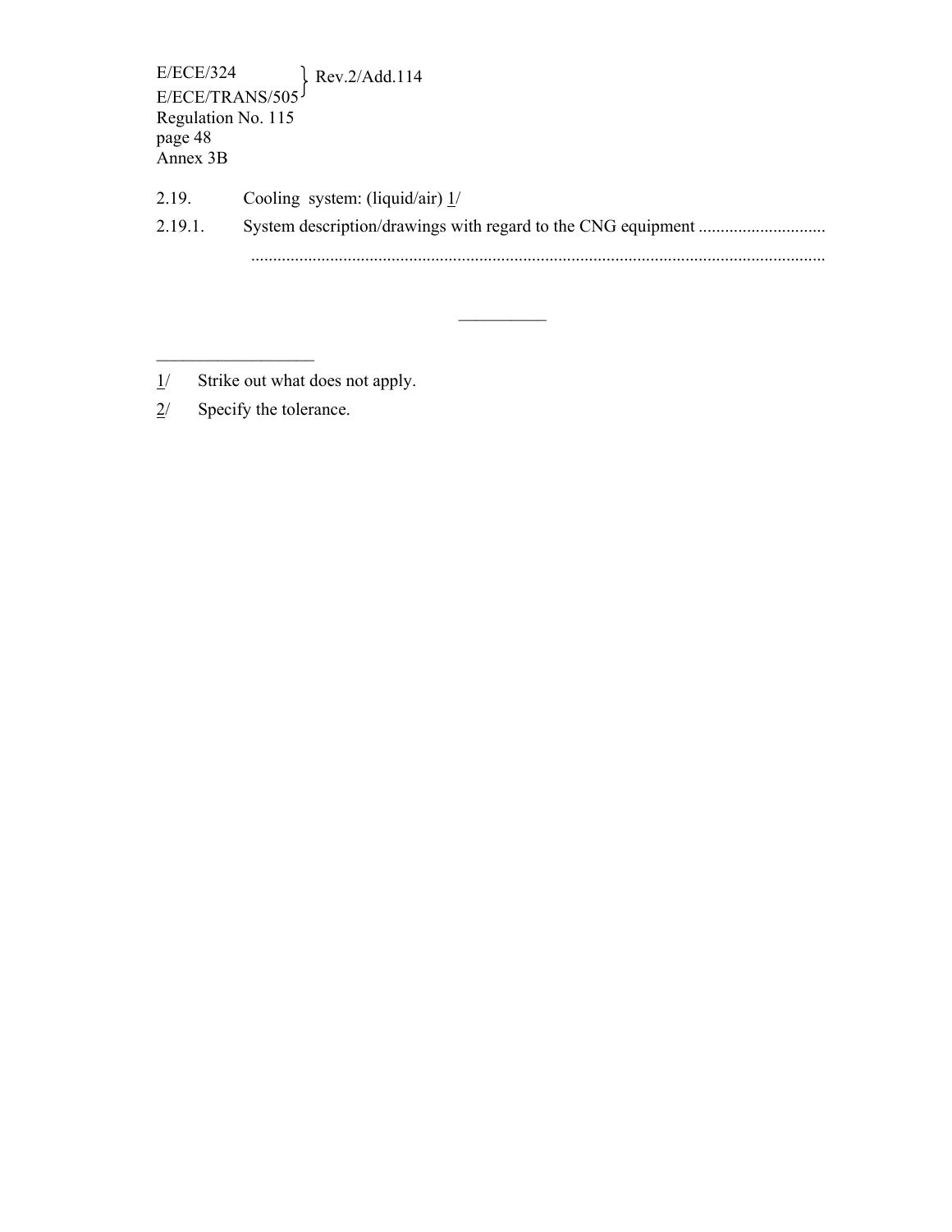2.19. Cooling system: (liquid/air) 1/

2.19.1. System description/drawings with regard to the CNG equipment .............................
.................................................................................................................................

__________

1/ Strike out what does not apply.

2/ Specify the tolerance.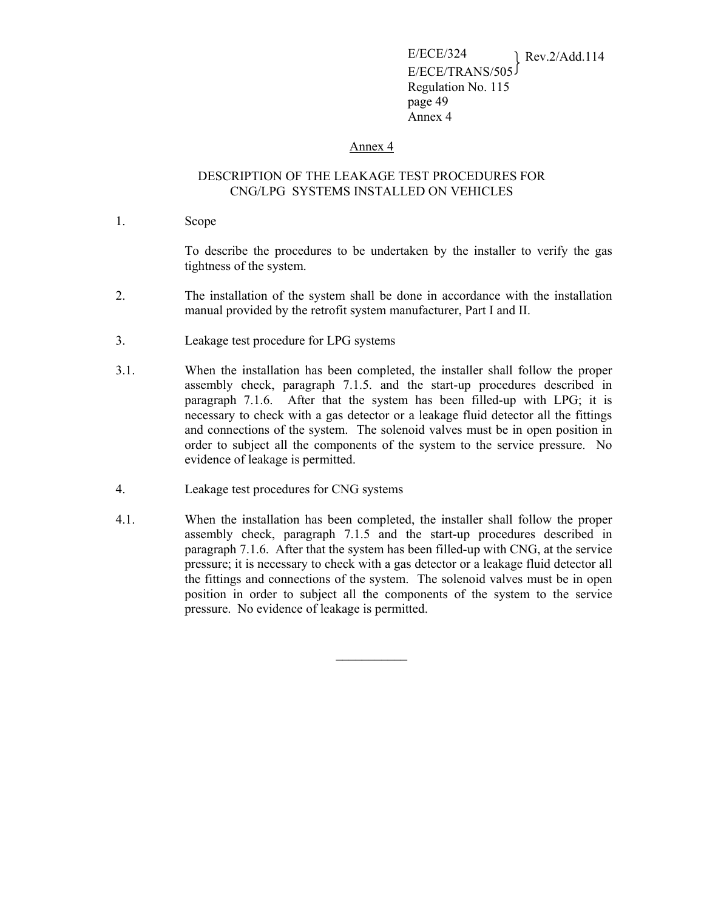## Annex 4

## DESCRIPTION OF THE LEAKAGE TEST PROCEDURES FOR CNG/LPG SYSTEMS INSTALLED ON VEHICLES

1. Scope

   To describe the procedures to be undertaken by the installer to verify the gas tightness of the system.

2. The installation of the system shall be done in accordance with the installation manual provided by the retrofit system manufacturer, Part I and II.

3. Leakage test procedure for LPG systems

3.1. When the installation has been completed, the installer shall follow the proper assembly check, paragraph 7.1.5. and the start-up procedures described in paragraph 7.1.6. After that the system has been filled-up with LPG; it is necessary to check with a gas detector or a leakage fluid detector all the fittings and connections of the system. The solenoid valves must be in open position in order to subject all the components of the system to the service pressure. No evidence of leakage is permitted.

4. Leakage test procedures for CNG systems

4.1. When the installation has been completed, the installer shall follow the proper assembly check, paragraph 7.1.5 and the start-up procedures described in paragraph 7.1.6. After that the system has been filled-up with CNG, at the service pressure; it is necessary to check with a gas detector or a leakage fluid detector all the fittings and connections of the system. The solenoid valves must be in open position in order to subject all the components of the system to the service pressure. No evidence of leakage is permitted.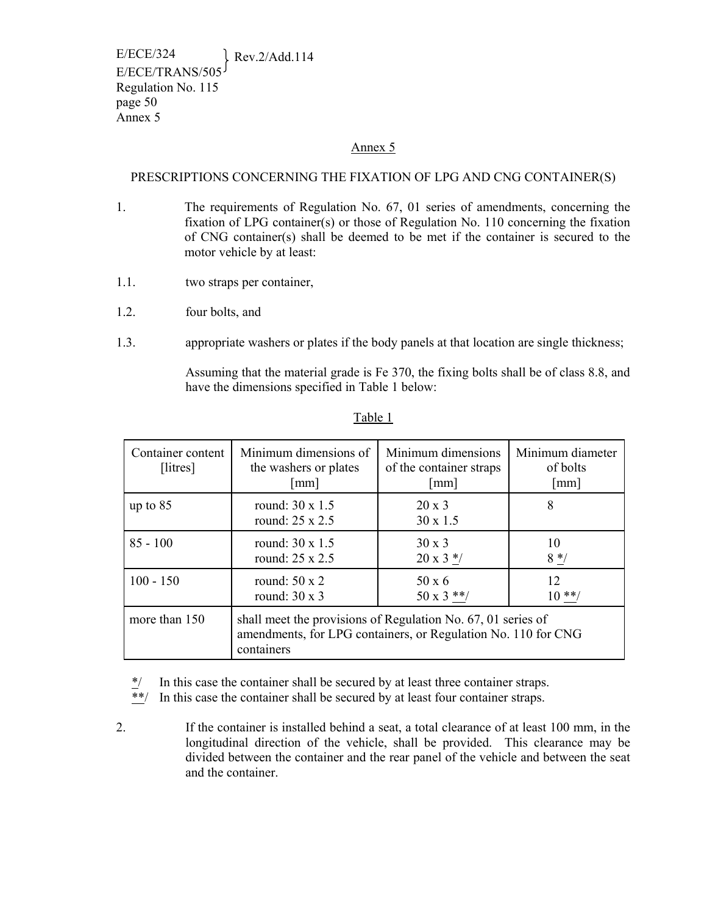## Annex 5

### PRESCRIPTIONS CONCERNING THE FIXATION OF LPG AND CNG CONTAINER(S)

1. The requirements of Regulation No. 67, 01 series of amendments, concerning the fixation of LPG container(s) or those of Regulation No. 110 concerning the fixation of CNG container(s) shall be deemed to be met if the container is secured to the motor vehicle by at least:

1.1. two straps per container,

1.2. four bolts, and

1.3. appropriate washers or plates if the body panels at that location are single thickness;

Assuming that the material grade is Fe 370, the fixing bolts shall be of class 8.8, and have the dimensions specified in Table 1 below:

Table 1

| Container content [litres] | Minimum dimensions of the washers or plates [mm] | Minimum dimensions of the container straps [mm] | Minimum diameter of bolts [mm] |
|---|---|---|---|
| up to 85 | round: 30 x 1.5<br>round: 25 x 2.5 | 20 x 3<br>30 x 1.5 | 8 |
| 85 - 100 | round: 30 x 1.5<br>round: 25 x 2.5 | 30 x 3<br>20 x 3 */ | 10<br>8 */ |
| 100 - 150 | round: 50 x 2<br>round: 30 x 3 | 50 x 6<br>50 x 3 **/ | 12<br>10 **/ |
| more than 150 | shall meet the provisions of Regulation No. 67, 01 series of amendments, for LPG containers, or Regulation No. 110 for CNG containers | | |

*/ In this case the container shall be secured by at least three container straps.

**/ In this case the container shall be secured by at least four container straps.

2. If the container is installed behind a seat, a total clearance of at least 100 mm, in the longitudinal direction of the vehicle, shall be provided. This clearance may be divided between the container and the rear panel of the vehicle and between the seat and the container.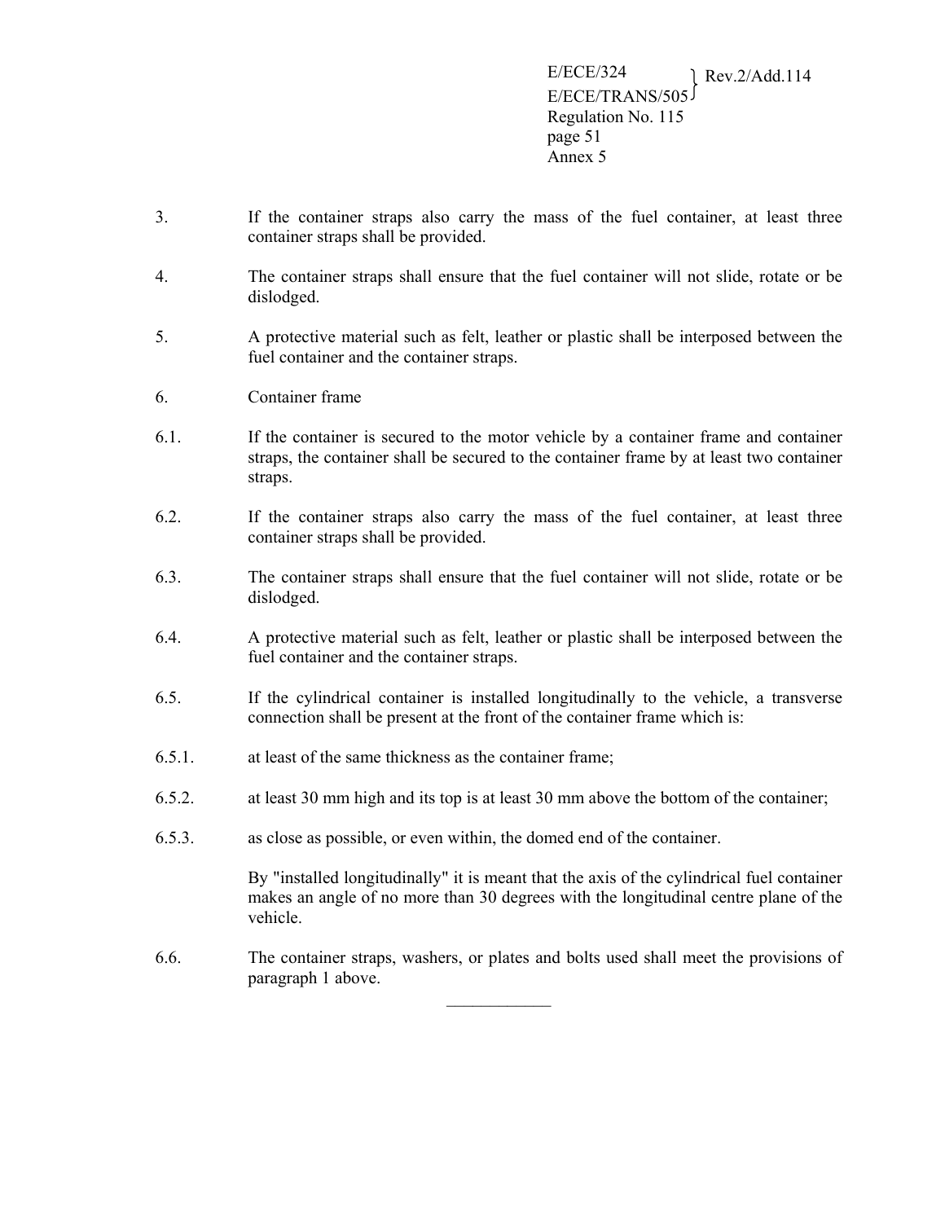3. If the container straps also carry the mass of the fuel container, at least three container straps shall be provided.

4. The container straps shall ensure that the fuel container will not slide, rotate or be dislodged.

5. A protective material such as felt, leather or plastic shall be interposed between the fuel container and the container straps.

6. Container frame

6.1. If the container is secured to the motor vehicle by a container frame and container straps, the container shall be secured to the container frame by at least two container straps.

6.2. If the container straps also carry the mass of the fuel container, at least three container straps shall be provided.

6.3. The container straps shall ensure that the fuel container will not slide, rotate or be dislodged.

6.4. A protective material such as felt, leather or plastic shall be interposed between the fuel container and the container straps.

6.5. If the cylindrical container is installed longitudinally to the vehicle, a transverse connection shall be present at the front of the container frame which is:

6.5.1. at least of the same thickness as the container frame;

6.5.2. at least 30 mm high and its top is at least 30 mm above the bottom of the container;

6.5.3. as close as possible, or even within, the domed end of the container.

By "installed longitudinally" it is meant that the axis of the cylindrical fuel container makes an angle of no more than 30 degrees with the longitudinal centre plane of the vehicle.

6.6. The container straps, washers, or plates and bolts used shall meet the provisions of paragraph 1 above.

____________